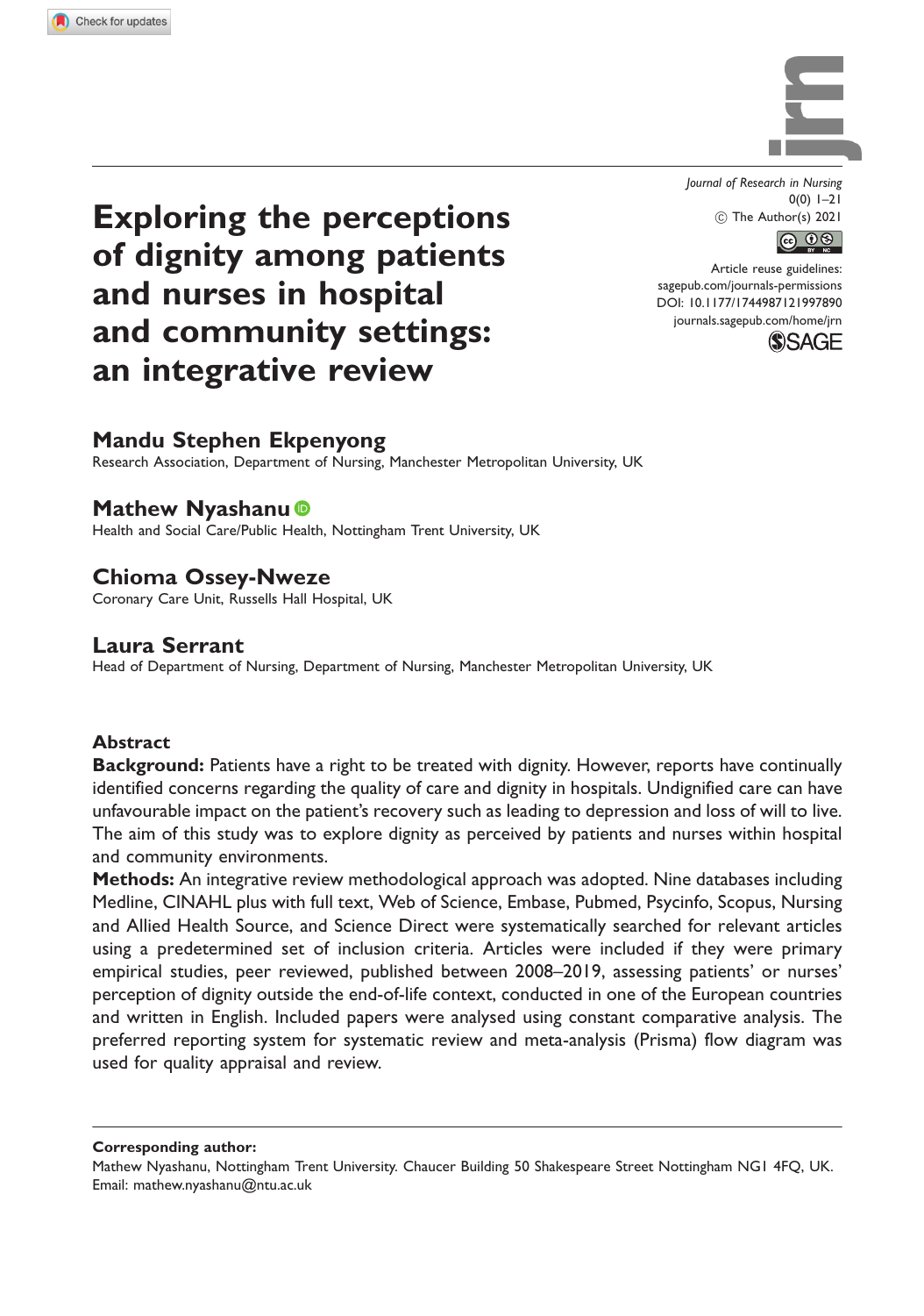# Exploring the perceptions of dignity among patients and nurses in hospital and community settings: an integrative review

Journal of Research in Nursing
0(0) 1–21
© The Author(s) 2021
Article reuse guidelines: sagepub.com/journals-permissions
DOI: 10.1177/1744987121997890
journals.sagepub.com/home/jrn

**Mandu Stephen Ekpenyong**
Research Association, Department of Nursing, Manchester Metropolitan University, UK

**Mathew Nyashanu**
Health and Social Care/Public Health, Nottingham Trent University, UK

**Chioma Ossey-Nweze**
Coronary Care Unit, Russells Hall Hospital, UK

**Laura Serrant**
Head of Department of Nursing, Department of Nursing, Manchester Metropolitan University, UK

## Abstract

**Background:** Patients have a right to be treated with dignity. However, reports have continually identified concerns regarding the quality of care and dignity in hospitals. Undignified care can have unfavourable impact on the patient's recovery such as leading to depression and loss of will to live. The aim of this study was to explore dignity as perceived by patients and nurses within hospital and community environments.

**Methods:** An integrative review methodological approach was adopted. Nine databases including Medline, CINAHL plus with full text, Web of Science, Embase, Pubmed, Psycinfo, Scopus, Nursing and Allied Health Source, and Science Direct were systematically searched for relevant articles using a predetermined set of inclusion criteria. Articles were included if they were primary empirical studies, peer reviewed, published between 2008–2019, assessing patients' or nurses' perception of dignity outside the end-of-life context, conducted in one of the European countries and written in English. Included papers were analysed using constant comparative analysis. The preferred reporting system for systematic review and meta-analysis (Prisma) flow diagram was used for quality appraisal and review.

**Corresponding author:**
Mathew Nyashanu, Nottingham Trent University. Chaucer Building 50 Shakespeare Street Nottingham NG1 4FQ, UK.
Email: mathew.nyashanu@ntu.ac.uk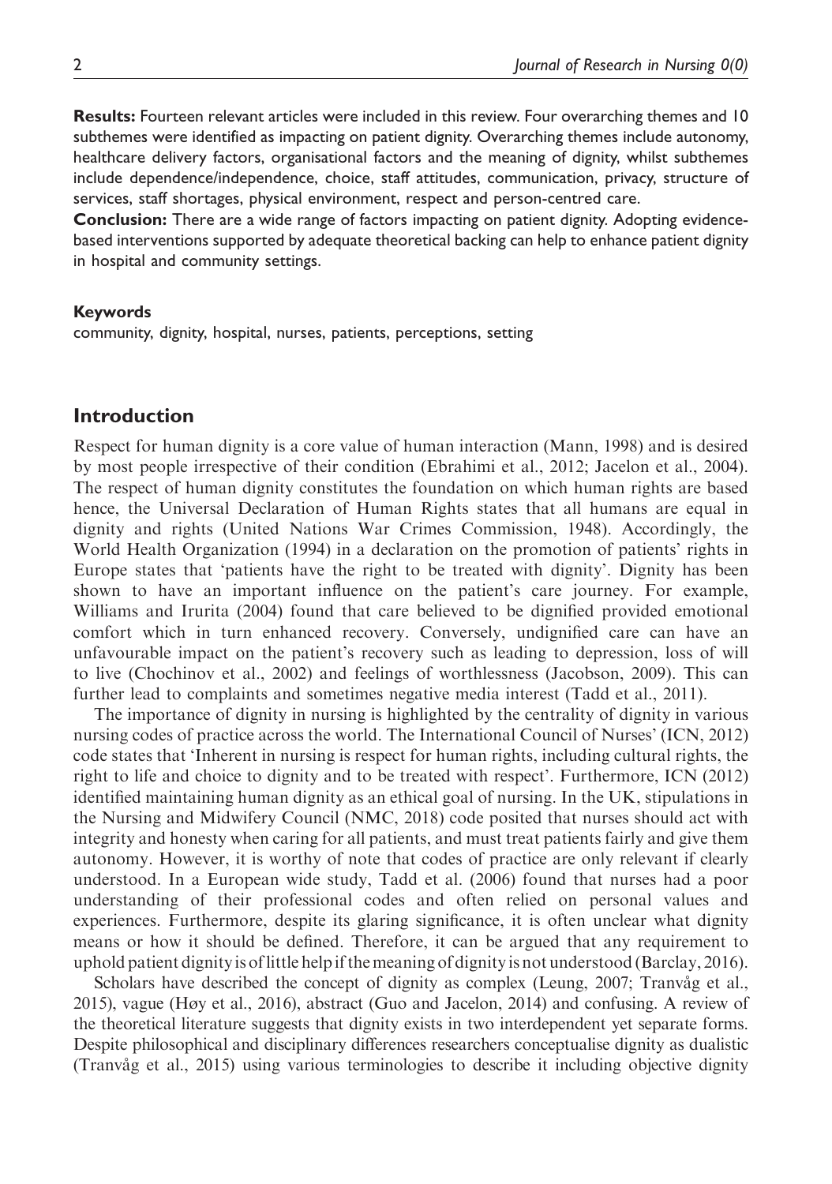**Results:** Fourteen relevant articles were included in this review. Four overarching themes and 10 subthemes were identified as impacting on patient dignity. Overarching themes include autonomy, healthcare delivery factors, organisational factors and the meaning of dignity, whilst subthemes include dependence/independence, choice, staff attitudes, communication, privacy, structure of services, staff shortages, physical environment, respect and person-centred care.

**Conclusion:** There are a wide range of factors impacting on patient dignity. Adopting evidence-based interventions supported by adequate theoretical backing can help to enhance patient dignity in hospital and community settings.

#### Keywords

community, dignity, hospital, nurses, patients, perceptions, setting

## Introduction

Respect for human dignity is a core value of human interaction (Mann, 1998) and is desired by most people irrespective of their condition (Ebrahimi et al., 2012; Jacelon et al., 2004). The respect of human dignity constitutes the foundation on which human rights are based hence, the Universal Declaration of Human Rights states that all humans are equal in dignity and rights (United Nations War Crimes Commission, 1948). Accordingly, the World Health Organization (1994) in a declaration on the promotion of patients' rights in Europe states that 'patients have the right to be treated with dignity'. Dignity has been shown to have an important influence on the patient's care journey. For example, Williams and Irurita (2004) found that care believed to be dignified provided emotional comfort which in turn enhanced recovery. Conversely, undignified care can have an unfavourable impact on the patient's recovery such as leading to depression, loss of will to live (Chochinov et al., 2002) and feelings of worthlessness (Jacobson, 2009). This can further lead to complaints and sometimes negative media interest (Tadd et al., 2011).

The importance of dignity in nursing is highlighted by the centrality of dignity in various nursing codes of practice across the world. The International Council of Nurses' (ICN, 2012) code states that 'Inherent in nursing is respect for human rights, including cultural rights, the right to life and choice to dignity and to be treated with respect'. Furthermore, ICN (2012) identified maintaining human dignity as an ethical goal of nursing. In the UK, stipulations in the Nursing and Midwifery Council (NMC, 2018) code posited that nurses should act with integrity and honesty when caring for all patients, and must treat patients fairly and give them autonomy. However, it is worthy of note that codes of practice are only relevant if clearly understood. In a European wide study, Tadd et al. (2006) found that nurses had a poor understanding of their professional codes and often relied on personal values and experiences. Furthermore, despite its glaring significance, it is often unclear what dignity means or how it should be defined. Therefore, it can be argued that any requirement to uphold patient dignity is of little help if the meaning of dignity is not understood (Barclay, 2016).

Scholars have described the concept of dignity as complex (Leung, 2007; Tranvåg et al., 2015), vague (Høy et al., 2016), abstract (Guo and Jacelon, 2014) and confusing. A review of the theoretical literature suggests that dignity exists in two interdependent yet separate forms. Despite philosophical and disciplinary differences researchers conceptualise dignity as dualistic (Tranvåg et al., 2015) using various terminologies to describe it including objective dignity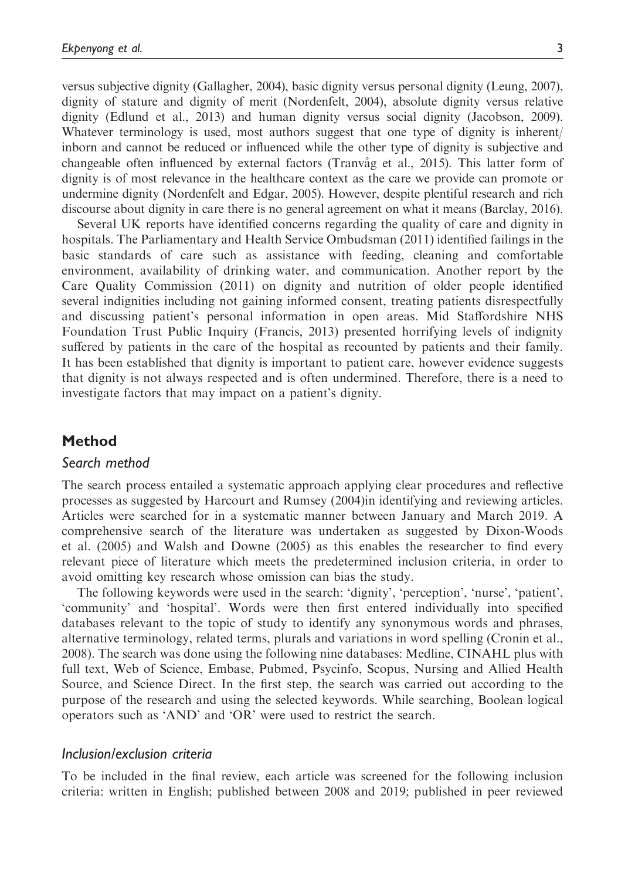versus subjective dignity (Gallagher, 2004), basic dignity versus personal dignity (Leung, 2007), dignity of stature and dignity of merit (Nordenfelt, 2004), absolute dignity versus relative dignity (Edlund et al., 2013) and human dignity versus social dignity (Jacobson, 2009). Whatever terminology is used, most authors suggest that one type of dignity is inherent/inborn and cannot be reduced or influenced while the other type of dignity is subjective and changeable often influenced by external factors (Tranvåg et al., 2015). This latter form of dignity is of most relevance in the healthcare context as the care we provide can promote or undermine dignity (Nordenfelt and Edgar, 2005). However, despite plentiful research and rich discourse about dignity in care there is no general agreement on what it means (Barclay, 2016).

Several UK reports have identified concerns regarding the quality of care and dignity in hospitals. The Parliamentary and Health Service Ombudsman (2011) identified failings in the basic standards of care such as assistance with feeding, cleaning and comfortable environment, availability of drinking water, and communication. Another report by the Care Quality Commission (2011) on dignity and nutrition of older people identified several indignities including not gaining informed consent, treating patients disrespectfully and discussing patient's personal information in open areas. Mid Staffordshire NHS Foundation Trust Public Inquiry (Francis, 2013) presented horrifying levels of indignity suffered by patients in the care of the hospital as recounted by patients and their family. It has been established that dignity is important to patient care, however evidence suggests that dignity is not always respected and is often undermined. Therefore, there is a need to investigate factors that may impact on a patient's dignity.

## Method

### Search method

The search process entailed a systematic approach applying clear procedures and reflective processes as suggested by Harcourt and Rumsey (2004)in identifying and reviewing articles. Articles were searched for in a systematic manner between January and March 2019. A comprehensive search of the literature was undertaken as suggested by Dixon-Woods et al. (2005) and Walsh and Downe (2005) as this enables the researcher to find every relevant piece of literature which meets the predetermined inclusion criteria, in order to avoid omitting key research whose omission can bias the study.

The following keywords were used in the search: 'dignity', 'perception', 'nurse', 'patient', 'community' and 'hospital'. Words were then first entered individually into specified databases relevant to the topic of study to identify any synonymous words and phrases, alternative terminology, related terms, plurals and variations in word spelling (Cronin et al., 2008). The search was done using the following nine databases: Medline, CINAHL plus with full text, Web of Science, Embase, Pubmed, Psycinfo, Scopus, Nursing and Allied Health Source, and Science Direct. In the first step, the search was carried out according to the purpose of the research and using the selected keywords. While searching, Boolean logical operators such as 'AND' and 'OR' were used to restrict the search.

### Inclusion/exclusion criteria

To be included in the final review, each article was screened for the following inclusion criteria: written in English; published between 2008 and 2019; published in peer reviewed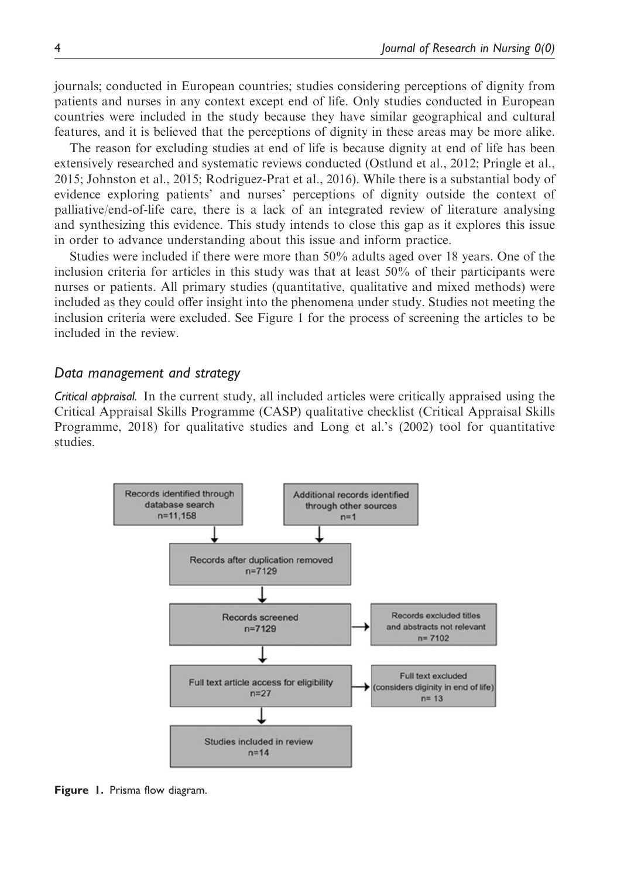journals; conducted in European countries; studies considering perceptions of dignity from patients and nurses in any context except end of life. Only studies conducted in European countries were included in the study because they have similar geographical and cultural features, and it is believed that the perceptions of dignity in these areas may be more alike.

The reason for excluding studies at end of life is because dignity at end of life has been extensively researched and systematic reviews conducted (Ostlund et al., 2012; Pringle et al., 2015; Johnston et al., 2015; Rodriguez-Prat et al., 2016). While there is a substantial body of evidence exploring patients' and nurses' perceptions of dignity outside the context of palliative/end-of-life care, there is a lack of an integrated review of literature analysing and synthesizing this evidence. This study intends to close this gap as it explores this issue in order to advance understanding about this issue and inform practice.

Studies were included if there were more than 50% adults aged over 18 years. One of the inclusion criteria for articles in this study was that at least 50% of their participants were nurses or patients. All primary studies (quantitative, qualitative and mixed methods) were included as they could offer insight into the phenomena under study. Studies not meeting the inclusion criteria were excluded. See Figure 1 for the process of screening the articles to be included in the review.

### Data management and strategy

*Critical appraisal.* In the current study, all included articles were critically appraised using the Critical Appraisal Skills Programme (CASP) qualitative checklist (Critical Appraisal Skills Programme, 2018) for qualitative studies and Long et al.'s (2002) tool for quantitative studies.

- Records identified through database search n=11,158
- Additional records identified through other sources n=1
- Records after duplication removed n=7129
- Records screened n=7129 → Records excluded titles and abstracts not relevant n= 7102
- Full text article access for eligibility n=27 → Full text excluded (considers diginity in end of life) n= 13
- Studies included in review n=14

**Figure 1.** Prisma flow diagram.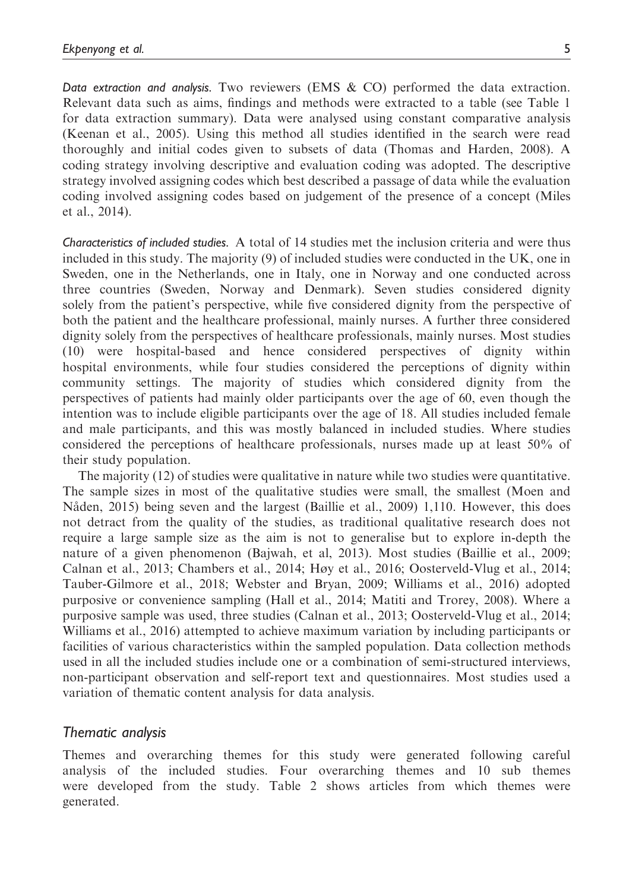*Data extraction and analysis.* Two reviewers (EMS & CO) performed the data extraction. Relevant data such as aims, findings and methods were extracted to a table (see Table 1 for data extraction summary). Data were analysed using constant comparative analysis (Keenan et al., 2005). Using this method all studies identified in the search were read thoroughly and initial codes given to subsets of data (Thomas and Harden, 2008). A coding strategy involving descriptive and evaluation coding was adopted. The descriptive strategy involved assigning codes which best described a passage of data while the evaluation coding involved assigning codes based on judgement of the presence of a concept (Miles et al., 2014).

*Characteristics of included studies.* A total of 14 studies met the inclusion criteria and were thus included in this study. The majority (9) of included studies were conducted in the UK, one in Sweden, one in the Netherlands, one in Italy, one in Norway and one conducted across three countries (Sweden, Norway and Denmark). Seven studies considered dignity solely from the patient's perspective, while five considered dignity from the perspective of both the patient and the healthcare professional, mainly nurses. A further three considered dignity solely from the perspectives of healthcare professionals, mainly nurses. Most studies (10) were hospital-based and hence considered perspectives of dignity within hospital environments, while four studies considered the perceptions of dignity within community settings. The majority of studies which considered dignity from the perspectives of patients had mainly older participants over the age of 60, even though the intention was to include eligible participants over the age of 18. All studies included female and male participants, and this was mostly balanced in included studies. Where studies considered the perceptions of healthcare professionals, nurses made up at least 50% of their study population.

The majority (12) of studies were qualitative in nature while two studies were quantitative. The sample sizes in most of the qualitative studies were small, the smallest (Moen and Nåden, 2015) being seven and the largest (Baillie et al., 2009) 1,110. However, this does not detract from the quality of the studies, as traditional qualitative research does not require a large sample size as the aim is not to generalise but to explore in-depth the nature of a given phenomenon (Bajwah, et al, 2013). Most studies (Baillie et al., 2009; Calnan et al., 2013; Chambers et al., 2014; Høy et al., 2016; Oosterveld-Vlug et al., 2014; Tauber-Gilmore et al., 2018; Webster and Bryan, 2009; Williams et al., 2016) adopted purposive or convenience sampling (Hall et al., 2014; Matiti and Trorey, 2008). Where a purposive sample was used, three studies (Calnan et al., 2013; Oosterveld-Vlug et al., 2014; Williams et al., 2016) attempted to achieve maximum variation by including participants or facilities of various characteristics within the sampled population. Data collection methods used in all the included studies include one or a combination of semi-structured interviews, non-participant observation and self-report text and questionnaires. Most studies used a variation of thematic content analysis for data analysis.

## *Thematic analysis*

Themes and overarching themes for this study were generated following careful analysis of the included studies. Four overarching themes and 10 sub themes were developed from the study. Table 2 shows articles from which themes were generated.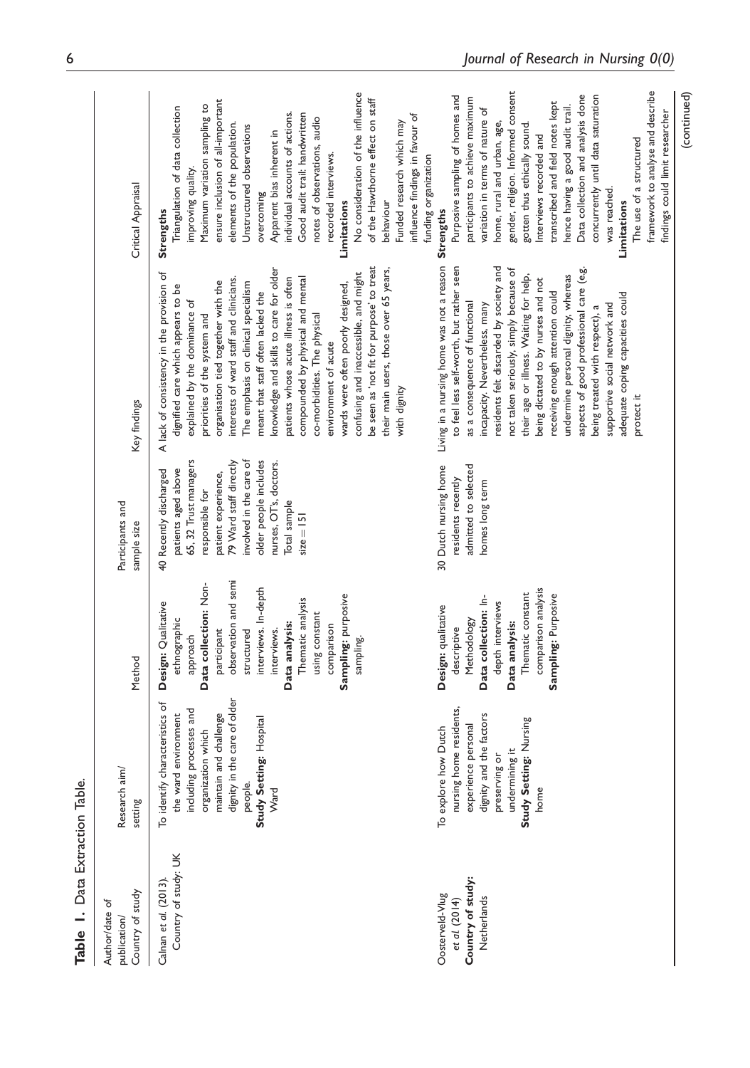**Table 1.** Data Extraction Table.

| Author/date of publication/ Country of study | Research aim/ setting | Method | Participants and sample size | Key findings | Critical Appraisal |
|---|---|---|---|---|---|
| Calnan *et al.* (2013). Country of study: UK | To identify characteristics of the ward environment including processes and organization which maintain and challenge dignity in the care of older people. **Study Setting:** Hospital Ward | **Design:** Qualitative ethnographic approach **Data collection:** Non-participant observation and semi structured interviews. In-depth interviews. **Data analysis:** Thematic analysis using constant comparison **Sampling:** purposive sampling. | 40 Recently discharged patients aged above 65, 32 Trust managers responsible for patient experience, 79 Ward staff directly involved in the care of older people includes nurses, OT's, doctors. Total sample size = 151 | A lack of consistency in the provision of dignified care which appears to be explained by the dominance of priorities of the system and organisation tied together with the interests of ward staff and clinicians. The emphasis on clinical specialism meant that staff often lacked the knowledge and skills to care for older patients whose acute illness is often compounded by physical and mental co-morbidities. The physical environment of acute wards were often poorly designed, confusing and inaccessible, and might be seen as 'not fit for purpose' to treat their main users, those over 65 years, with dignity | **Strengths** Triangulation of data collection improving quality. Maximum variation sampling to ensure inclusion of all-important elements of the population. Unstructured observations overcoming Apparent bias inherent in individual accounts of actions. Good audit trail: handwritten notes of observations, audio recorded interviews. **Limitations** No consideration of the influence of the Hawthorne effect on staff behaviour Funded research which may influence findings in favour of funding organization |
| Oosterveld-Vlug *et al.* (2014) **Country of study:** Netherlands | To explore how Dutch nursing home residents, experience personal dignity and the factors preserving or undermining it **Study Setting:** Nursing home | **Design:** qualitative descriptive Methodology **Data collection:** In-depth interviews **Data analysis:** Thematic constant comparison analysis **Sampling:** Purposive | 30 Dutch nursing home residents recently admitted to selected homes long term | Living in a nursing home was not a reason to feel less self-worth, but rather seen as a consequence of functional incapacity. Nevertheless, many residents felt discarded by society and not taken seriously, simply because of their age or illness. Waiting for help, being dictated to by nurses and not receiving enough attention could undermine personal dignity, whereas aspects of good professional care (e.g. being treated with respect), a supportive social network and adequate coping capacities could protect it | **Strengths** Purposive sampling of homes and participants to achieve maximum variation in terms of nature of home, rural and urban, age, gender, religion. Informed consent gotten thus ethically sound. Interviews recorded and transcribed and field notes kept hence having a good audit trail. Data collection and analysis done concurrently until data saturation was reached. **Limitations** The use of a structured framework to analyse and describe findings could limit researcher |

(continued)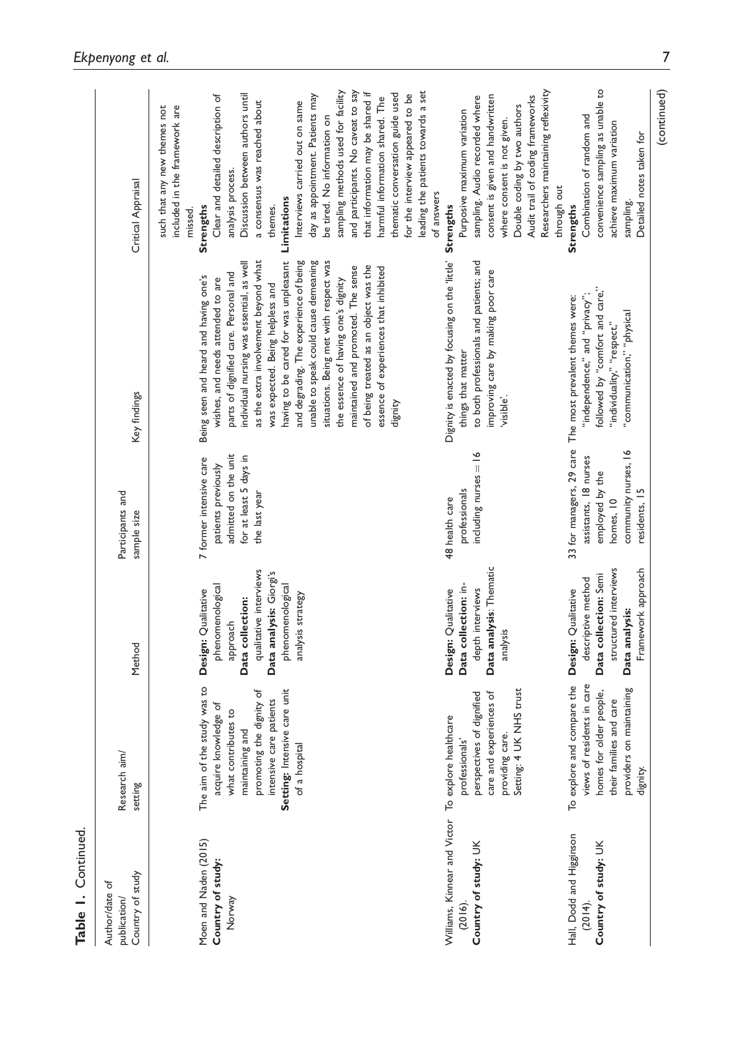**Table 1.** Continued.

| Author/date of publication/ Country of study | Research aim/ setting | Method | Participants and sample size | Key findings | Critical Appraisal |
|---|---|---|---|---|---|
| | | | | | such that any new themes not included in the framework are missed. |
| Moen and Naden (2015) **Country of study:** Norway | The aim of the study was to acquire knowledge of what contributes to maintaining and promoting the dignity of intensive care patients **Setting:** Intensive care unit of a hospital | **Design:** Qualitative phenomenological approach **Data collection:** qualitative interviews **Data analysis:** Giorgi's phenomenological analysis strategy | 7 former intensive care patients previously admitted on the unit for at least 5 days in the last year | Being seen and heard and having one's wishes, and needs attended to are parts of dignified care. Personal and individual nursing was essential, as well as the extra involvement beyond what was expected. Being helpless and having to be cared for was unpleasant and degrading. The experience of being unable to speak could cause demeaning situations. Being met with respect was the essence of having one's dignity maintained and promoted. The sense of being treated as an object was the essence of experiences that inhibited dignity | **Strengths** Clear and detailed description of analysis process. Discussion between authors until a consensus was reached about themes. **Limitations** Interviews carried out on same day as appointment. Patients may be tired. No information on sampling methods used for facility and participants. No caveat to say that information may be shared if harmful information shared. The thematic conversation guide used for the interview appeared to be leading the patients towards a set of answers |
| Williams, Kinnear and Victor (2016). **Country of study:** UK | To explore healthcare professionals' perspectives of dignified care and experiences of providing care. Setting: 4 UK NHS trust | **Design:** Qualitative **Data collection:** in-depth interviews **Data analysis:** Thematic analysis | 48 health care professionals including nurses = 16 | Dignity is enacted by focusing on the 'little' things that matter to both professionals and patients; and improving care by making poor care 'visible'. | **Strengths** Purposive maximum variation sampling. Audio recorded where consent is given and handwritten where consent is not given. Double coding by two authors Audit trail of coding frameworks Researchers maintaining reflexivity through out |
| Hall, Dodd and Higginson (2014). **Country of study:** UK | To explore and compare the views of residents in care homes for older people, their families and care providers on maintaining dignity. | **Design:** Qualitative descriptive method **Data collection:** Semi structured interviews **Data analysis:** Framework approach | 33 for managers, 29 care assistants, 18 nurses employed by the homes, 10 community nurses, 16 residents, 15 | The most prevalent themes were: "independence," and "privacy"; followed by "comfort and care," "individuality," "respect," "communication," "physical | **Strengths** Combination of random and convenience sampling as unable to achieve maximum variation sampling. Detailed notes taken for |

(continued)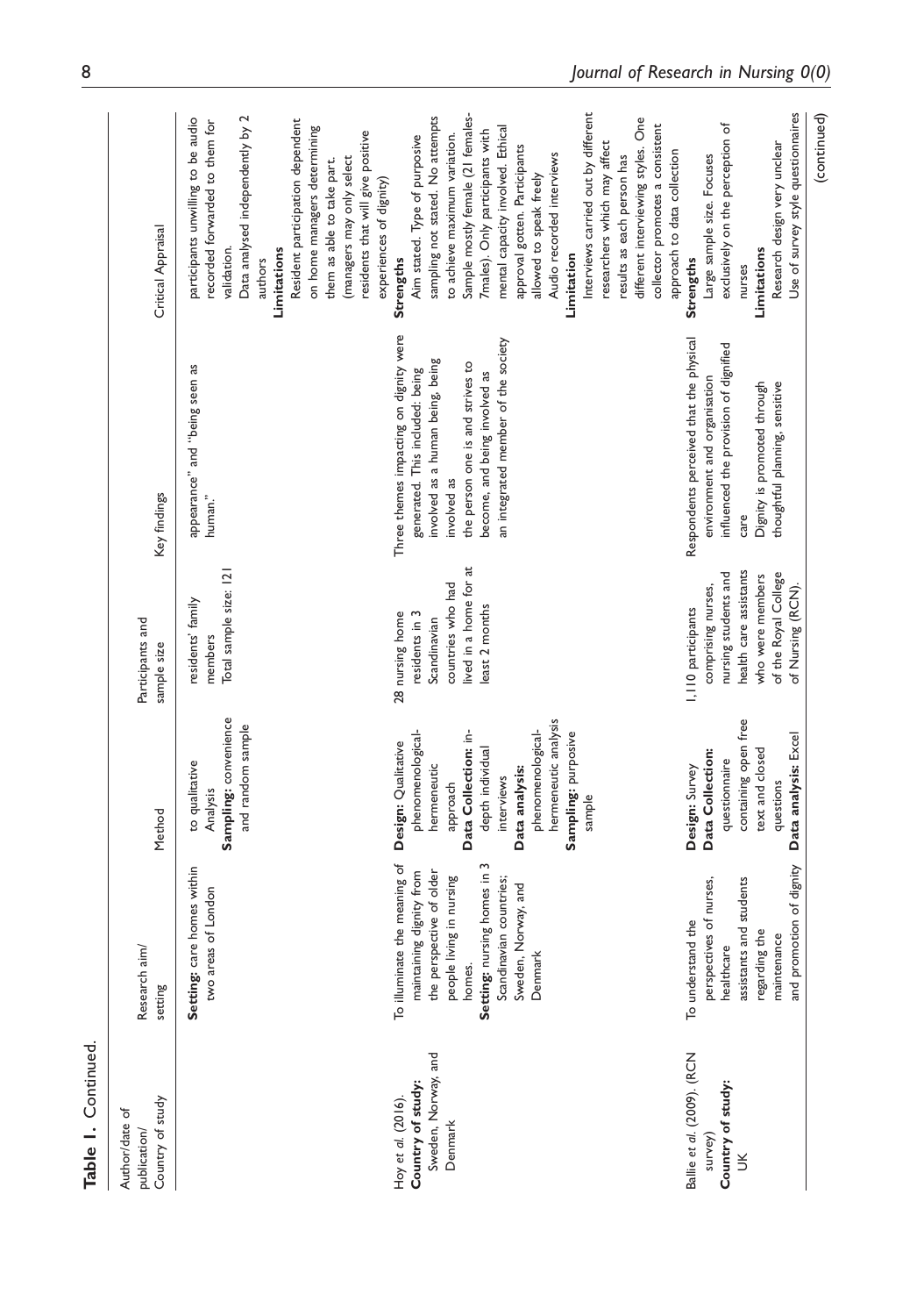**Table 1.** Continued.

| Author/date of publication/ Country of study | Research aim/ setting | Method | Participants and sample size | Key findings | Critical Appraisal |
|---|---|---|---|---|---|
| | **Setting:** care homes within two areas of London | to qualitative Analysis **Sampling:** convenience and random sample | residents' family members Total sample size: 121 | appearance" and "being seen as human." | participants unwilling to be audio recorded forwarded to them for validation. Data analysed independently by 2 authors **Limitations** Resident participation dependent on home managers determining them as able to take part. (managers may only select residents that will give positive experiences of dignity) |
| Hoy *et al.* (2016). **Country of study:** Sweden, Norway, and Denmark | To illuminate the meaning of maintaining dignity from the perspective of older people living in nursing homes. **Setting:** nursing homes in 3 Scandinavian countries; Sweden, Norway, and Denmark | **Design:** Qualitative phenomenological-hermeneutic approach **Data Collection:** in-depth individual interviews **Data analysis:** phenomenological-hermeneutic analysis **Sampling:** purposive sample | 28 nursing home residents in 3 Scandinavian countries who had lived in a home for at least 2 months | Three themes impacting on dignity were generated. This included: being involved as a human being, being involved as the person one is and strives to become, and being involved as an integrated member of the society | **Strengths** Aim stated. Type of purposive sampling not stated. No attempts to achieve maximum variation. Sample mostly female (21 females-7males). Only participants with mental capacity involved. Ethical approval gotten. Participants allowed to speak freely Audio recorded interviews **Limitation** Interviews carried out by different researchers which may affect results as each person has different interviewing styles. One collector promotes a consistent approach to data collection |
| Ballie *et al.* (2009). (RCN survey) **Country of study:** UK | To understand the perspectives of nurses, healthcare assistants and students regarding the maintenance and promotion of dignity | **Design:** Survey **Data Collection:** questionnaire containing open free text and closed questions **Data analysis:** Excel | 1,110 participants comprising nurses, nursing students and health care assistants who were members of the Royal College of Nursing (RCN). | Respondents perceived that the physical environment and organisation influenced the provision of dignified care Dignity is promoted through thoughtful planning, sensitive | **Strengths** Large sample size. Focuses exclusively on the perception of nurses **Limitations** Research design very unclear Use of survey style questionnaires |

(continued)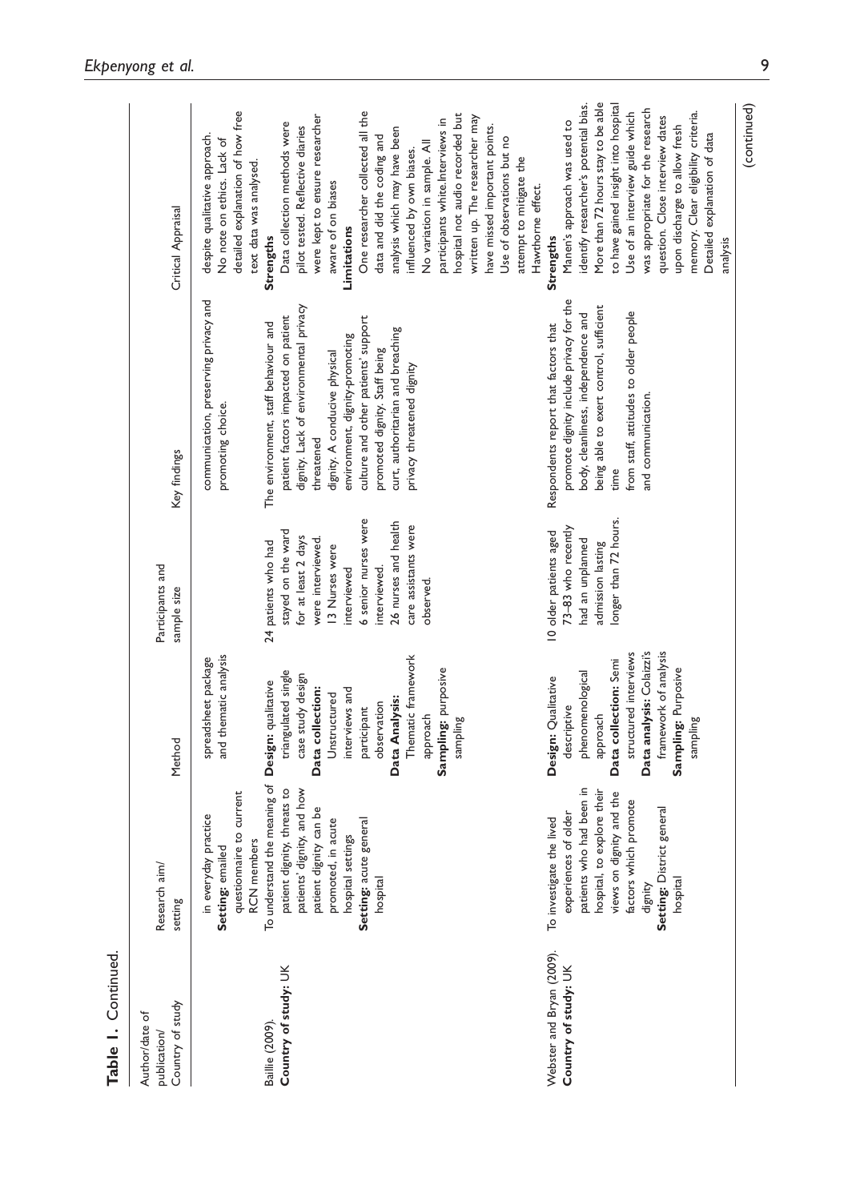**Table 1.** Continued.

| Author/date of publication/ Country of study | Research aim/ setting | Method | Participants and sample size | Key findings | Critical Appraisal |
|---|---|---|---|---|---|
| | in everyday practice **Setting:** emailed questionnaire to current RCN members | spreadsheet package and thematic analysis | | communication, preserving privacy and promoting choice. | despite qualitative approach. No note on ethics. Lack of detailed explanation of how free text data was analysed. |
| Baillie (2009). **Country of study:** UK | To understand the meaning of patient dignity, threats to patients' dignity, and how patient dignity can be promoted, in acute hospital settings **Setting:** acute general hospital | **Design:** qualitative triangulated single case study design **Data collection:** Unstructured interviews and participant observation **Data Analysis:** Thematic framework approach **Sampling:** purposive sampling | 24 patients who had stayed on the ward for at least 2 days were interviewed. 13 Nurses were interviewed 6 senior nurses were interviewed. 26 nurses and health care assistants were observed. | The environment, staff behaviour and patient factors impacted on patient dignity. Lack of environmental privacy threatened dignity. A conducive physical environment, dignity-promoting culture and other patients' support promoted dignity. Staff being curt, authoritarian and breaching privacy threatened dignity | **Strengths** Data collection methods were pilot tested. Reflective diaries were kept to ensure researcher aware of on biases **Limitations** One researcher collected all the data and did the coding and analysis which may have been influenced by own biases. No variation in sample. All participants white. Interviews in hospital not audio recorded but written up. The researcher may have missed important points. Use of observations but no attempt to mitigate the Hawthorne effect. |
| Webster and Bryan (2009). **Country of study:** UK | To investigate the lived experiences of older patients who had been in hospital, to explore their views on dignity and the factors which promote dignity **Setting:** District general hospital | **Design:** Qualitative descriptive phenomenological approach **Data collection:** Semi structured interviews **Data analysis:** Colaizzi's framework of analysis **Sampling:** Purposive sampling | 10 older patients aged 73–83 who recently had an unplanned admission lasting longer than 72 hours. | Respondents report that factors that promote dignity include privacy for the body, cleanliness, independence and being able to exert control, sufficient time from staff, attitudes to older people and communication. | **Strengths** Manen's approach was used to identify researcher's potential bias. More than 72 hours stay to be able to have gained insight into hospital Use of an interview guide which was appropriate for the research question. Close interview dates upon discharge to allow fresh memory. Clear eligibility criteria. Detailed explanation of data analysis |

(continued)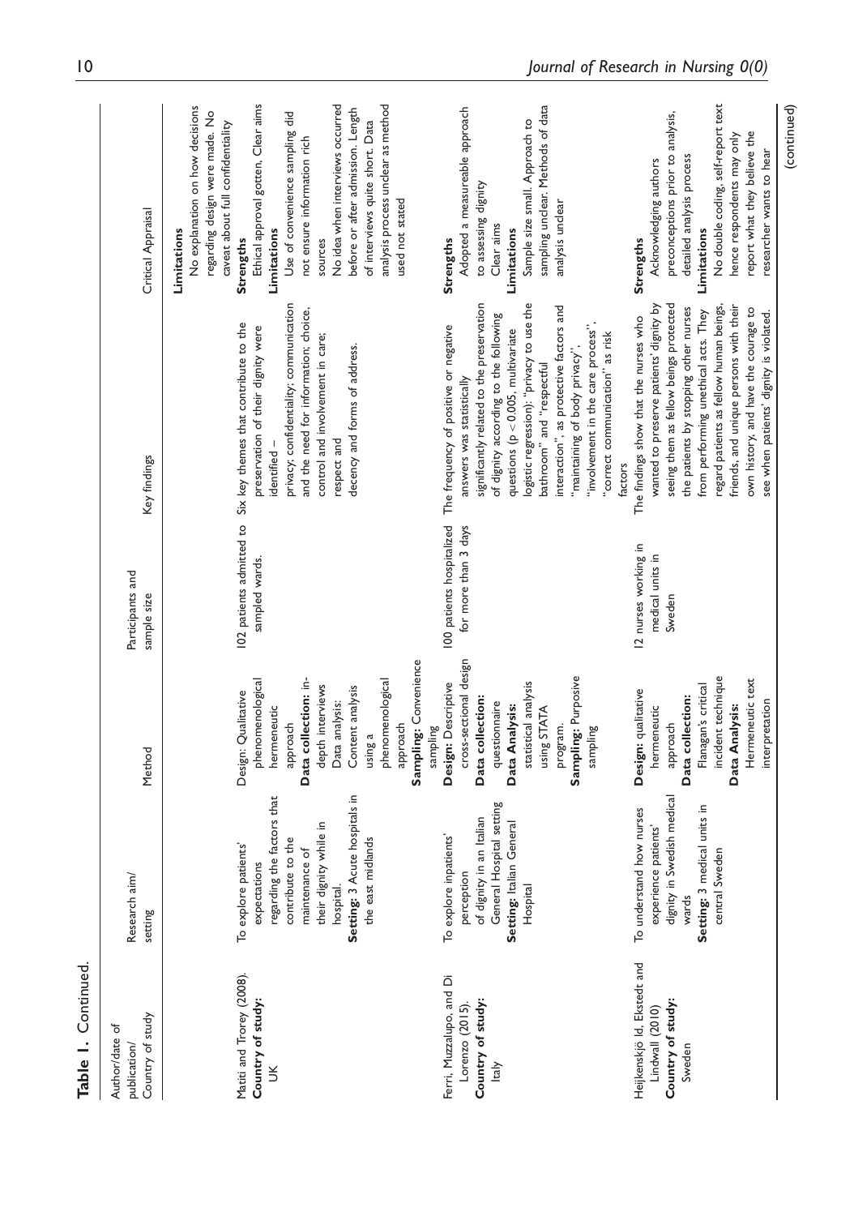**Table 1.** Continued.

| Author/date of publication/ Country of study | Research aim/ setting | Method | Participants and sample size | Key findings | Critical Appraisal |
|---|---|---|---|---|---|
| | | | | | **Limitations** No explanation on how decisions regarding design were made. No caveat about full confidentiality |
| Matiti and Trorey (2008). **Country of study:** UK | To explore patients' expectations regarding the factors that contribute to the maintenance of their dignity while in hospital. **Setting:** 3 Acute hospitals in the east midlands | Design: Qualitative phenomenological hermeneutic approach **Data collection:** in-depth interviews Data analysis: Content analysis using a phenomenological approach **Sampling:** Convenience sampling | 102 patients admitted to sampled wards. | Six key themes that contribute to the preservation of their dignity were identified – privacy; confidentiality; communication and the need for information; choice, control and involvement in care; respect and decency and forms of address. | **Strengths** Ethical approval gotten, Clear aims **Limitations** Use of convenience sampling did not ensure information rich sources No idea when interviews occurred before or after admission. Length of interviews quite short. Data analysis process unclear as method used not stated |
| Ferri, Muzzalupo, and Di Lorenzo (2015). **Country of study:** Italy | To explore inpatients' perception of dignity in an Italian General Hospital setting **Setting:** Italian General Hospital | **Design:** Descriptive cross-sectional design **Data collection:** questionnaire **Data Analysis:** statistical analysis using STATA program. **Sampling:** Purposive sampling | 100 patients hospitalized for more than 3 days | The frequency of positive or negative answers was statistically significantly related to the preservation of dignity according to the following questions ($p < 0.005$, multivariate logistic regression): "privacy to use the bathroom" and "respectful interaction", as protective factors and "maintaining of body privacy", "involvement in the care process", "correct communication" as risk factors | **Strengths** Adopted a measureable approach to assessing dignity Clear aims **Limitations** Sample size small. Approach to sampling unclear. Methods of data analysis unclear |
| Heijkenskjö ld, Ekstedt and Lindwall (2010) **Country of study:** Sweden | To understand how nurses experience patients' dignity in Swedish medical wards **Setting:** 3 medical units in central Sweden | **Design:** qualitative hermeneutic approach **Data collection:** Flanagan's critical incident technique **Data Analysis:** Hermeneutic text interpretation | 12 nurses working in medical units in Sweden | The findings show that the nurses who wanted to preserve patients' dignity by seeing them as fellow beings protected the patients by stopping other nurses from performing unethical acts. They regard patients as fellow human beings, friends, and unique persons with their own history, and have the courage to see when patients' dignity is violated. | **Strengths** Acknowledging authors preconceptions prior to analysis, detailed analysis process **Limitations** No double coding, self-report text hence respondents may only report what they believe the researcher wants to hear |

(continued)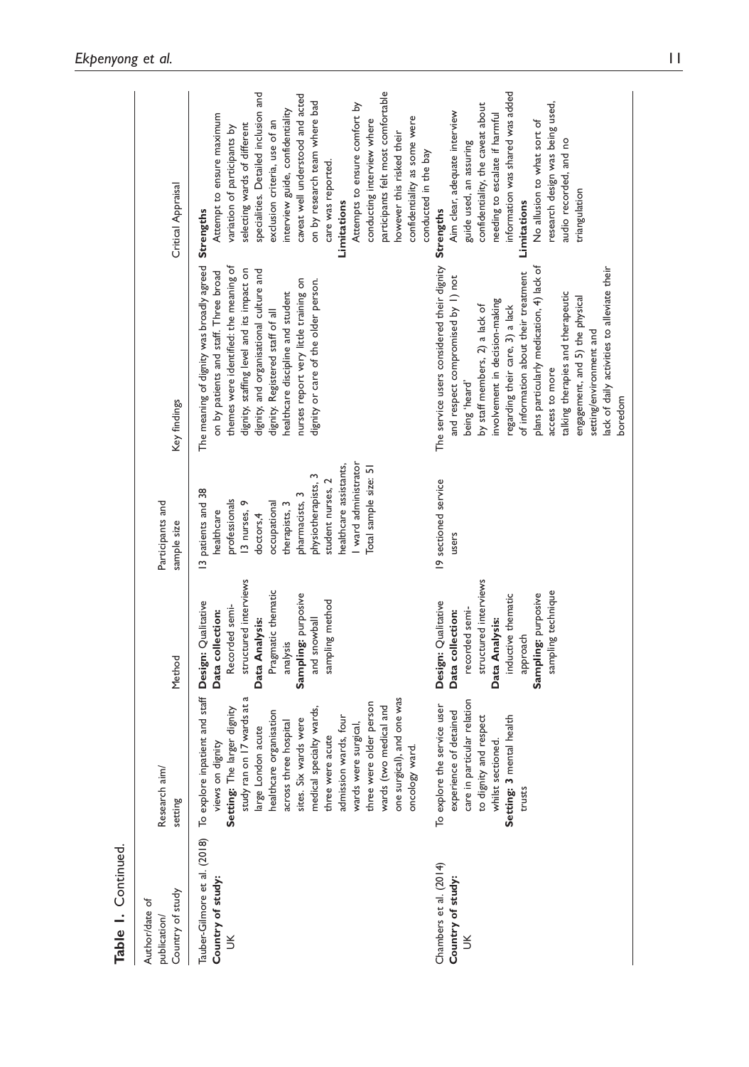**Table 1.** Continued.

| Author/date of publication/ Country of study | Research aim/ setting | Method | Participants and sample size | Key findings | Critical Appraisal |
|---|---|---|---|---|---|
| Tauber-Gilmore et al. (2018) **Country of study:** UK | To explore inpatient and staff views on dignity **Setting:** The larger dignity study ran on 17 wards at a large London acute healthcare organisation across three hospital sites. Six wards were medical specialty wards, three were acute admission wards, four wards were surgical, three were older person wards (two medical and one surgical), and one was oncology ward. | **Design:** Qualitative **Data collection:** Recorded semi-structured interviews **Data Analysis:** Pragmatic thematic analysis **Sampling:** purposive and snowball sampling method | 13 patients and 38 healthcare professionals 13 nurses, 9 doctors,4 occupational therapists, 3 pharmacists, 3 physiotherapists, 3 student nurses, 2 healthcare assistants, 1 ward administrator Total sample size: 51 | The meaning of dignity was broadly agreed on by patients and staff. Three broad themes were identified: the meaning of dignity, staffing level and its impact on dignity, and organisational culture and dignity. Registered staff of all healthcare discipline and student nurses report very little training on dignity or care of the older person. | **Strengths** Attempt to ensure maximum variation of participants by selecting wards of different specialities. Detailed inclusion and exclusion criteria, use of an interview guide, confidentiality caveat well understood and acted on by research team where bad care was reported. **Limitations** Attempts to ensure comfort by conducting interview where participants felt most comfortable however this risked their confidentiality as some were conducted in the bay |
| Chambers et al. (2014) **Country of study:** UK | To explore the service user experience of detained care in particular relation to dignity and respect whilst sectioned. **Setting: 3** mental health trusts | **Design:** Qualitative **Data collection:** recorded semi-structured interviews **Data Analysis:** inductive thematic approach **Sampling:** purposive sampling technique | 19 sectioned service users | The service users considered their dignity and respect compromised by 1) not being 'heard' by staff members, 2) a lack of involvement in decision-making regarding their care, 3) a lack of information about their treatment plans particularly medication, 4) lack of access to more talking therapies and therapeutic engagement, and 5) the physical setting/environment and lack of daily activities to alleviate their boredom | **Strengths** Aim clear, adequate interview guide used, an assuring confidentiality, the caveat about needing to escalate if harmful information was shared was added **Limitations** No allusion to what sort of research design was being used, audio recorded, and no triangulation |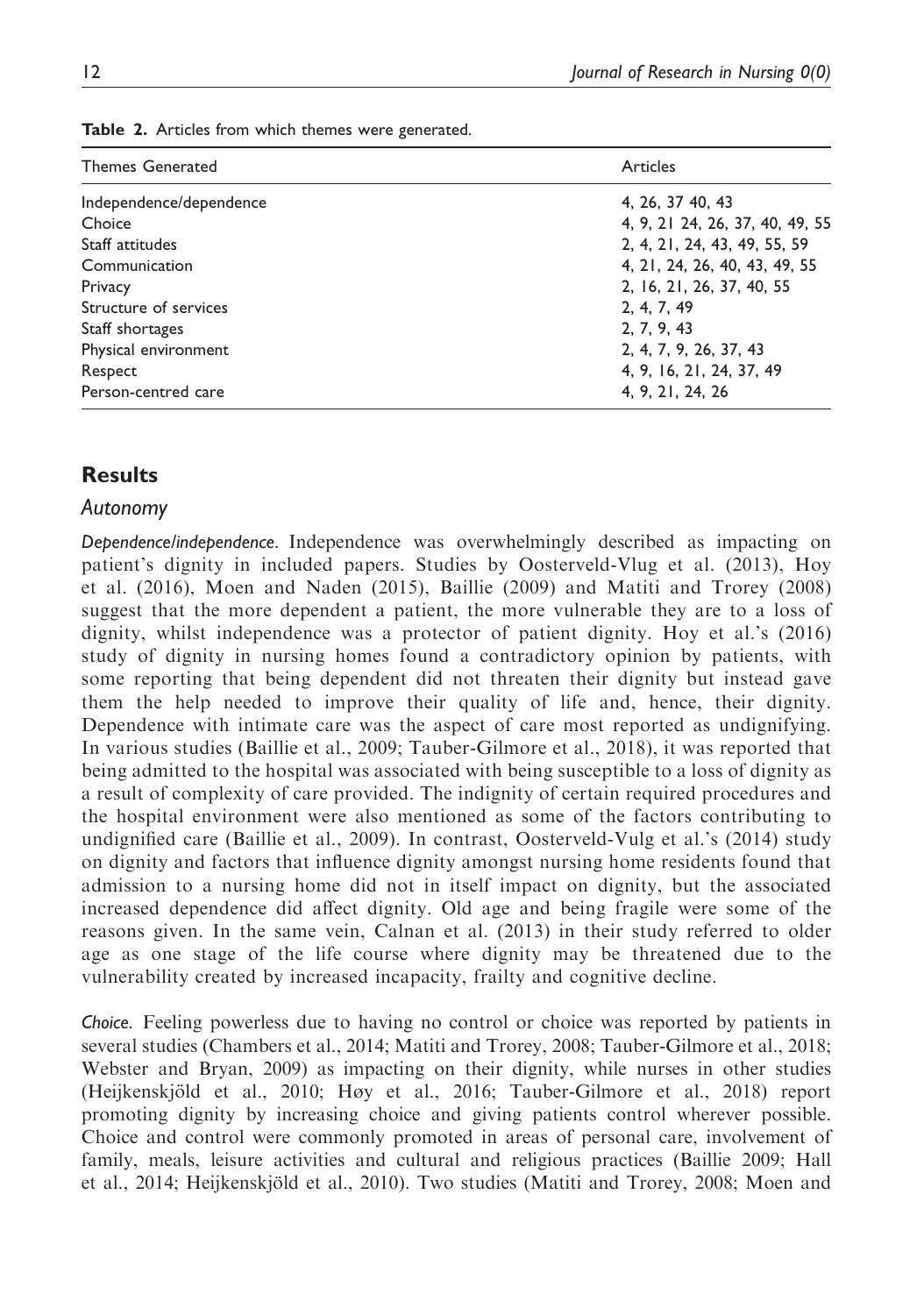**Table 2.** Articles from which themes were generated.

| Themes Generated | Articles |
|---|---|
| Independence/dependence | 4, 26, 37 40, 43 |
| Choice | 4, 9, 21 24, 26, 37, 40, 49, 55 |
| Staff attitudes | 2, 4, 21, 24, 43, 49, 55, 59 |
| Communication | 4, 21, 24, 26, 40, 43, 49, 55 |
| Privacy | 2, 16, 21, 26, 37, 40, 55 |
| Structure of services | 2, 4, 7, 49 |
| Staff shortages | 2, 7, 9, 43 |
| Physical environment | 2, 4, 7, 9, 26, 37, 43 |
| Respect | 4, 9, 16, 21, 24, 37, 49 |
| Person-centred care | 4, 9, 21, 24, 26 |

## Results

### Autonomy

*Dependence/independence*. Independence was overwhelmingly described as impacting on patient's dignity in included papers. Studies by Oosterveld-Vlug et al. (2013), Hoy et al. (2016), Moen and Naden (2015), Baillie (2009) and Matiti and Trorey (2008) suggest that the more dependent a patient, the more vulnerable they are to a loss of dignity, whilst independence was a protector of patient dignity. Hoy et al.'s (2016) study of dignity in nursing homes found a contradictory opinion by patients, with some reporting that being dependent did not threaten their dignity but instead gave them the help needed to improve their quality of life and, hence, their dignity. Dependence with intimate care was the aspect of care most reported as undignifying. In various studies (Baillie et al., 2009; Tauber-Gilmore et al., 2018), it was reported that being admitted to the hospital was associated with being susceptible to a loss of dignity as a result of complexity of care provided. The indignity of certain required procedures and the hospital environment were also mentioned as some of the factors contributing to undignified care (Baillie et al., 2009). In contrast, Oosterveld-Vulg et al.'s (2014) study on dignity and factors that influence dignity amongst nursing home residents found that admission to a nursing home did not in itself impact on dignity, but the associated increased dependence did affect dignity. Old age and being fragile were some of the reasons given. In the same vein, Calnan et al. (2013) in their study referred to older age as one stage of the life course where dignity may be threatened due to the vulnerability created by increased incapacity, frailty and cognitive decline.

*Choice*. Feeling powerless due to having no control or choice was reported by patients in several studies (Chambers et al., 2014; Matiti and Trorey, 2008; Tauber-Gilmore et al., 2018; Webster and Bryan, 2009) as impacting on their dignity, while nurses in other studies (Heijkenskjöld et al., 2010; Høy et al., 2016; Tauber-Gilmore et al., 2018) report promoting dignity by increasing choice and giving patients control wherever possible. Choice and control were commonly promoted in areas of personal care, involvement of family, meals, leisure activities and cultural and religious practices (Baillie 2009; Hall et al., 2014; Heijkenskjöld et al., 2010). Two studies (Matiti and Trorey, 2008; Moen and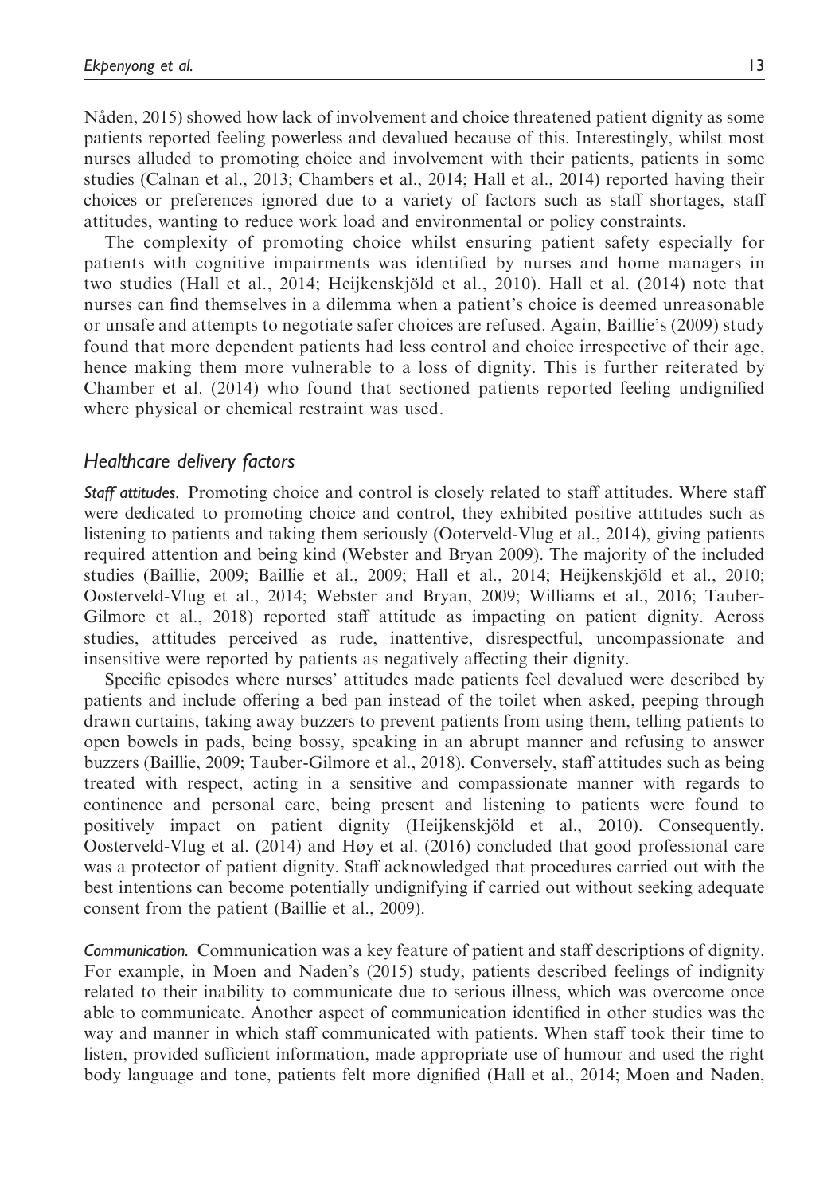Nåden, 2015) showed how lack of involvement and choice threatened patient dignity as some patients reported feeling powerless and devalued because of this. Interestingly, whilst most nurses alluded to promoting choice and involvement with their patients, patients in some studies (Calnan et al., 2013; Chambers et al., 2014; Hall et al., 2014) reported having their choices or preferences ignored due to a variety of factors such as staff shortages, staff attitudes, wanting to reduce work load and environmental or policy constraints.

The complexity of promoting choice whilst ensuring patient safety especially for patients with cognitive impairments was identified by nurses and home managers in two studies (Hall et al., 2014; Heijkenskjöld et al., 2010). Hall et al. (2014) note that nurses can find themselves in a dilemma when a patient's choice is deemed unreasonable or unsafe and attempts to negotiate safer choices are refused. Again, Baillie's (2009) study found that more dependent patients had less control and choice irrespective of their age, hence making them more vulnerable to a loss of dignity. This is further reiterated by Chamber et al. (2014) who found that sectioned patients reported feeling undignified where physical or chemical restraint was used.

## *Healthcare delivery factors*

***Staff attitudes.*** Promoting choice and control is closely related to staff attitudes. Where staff were dedicated to promoting choice and control, they exhibited positive attitudes such as listening to patients and taking them seriously (Ooterveld-Vlug et al., 2014), giving patients required attention and being kind (Webster and Bryan 2009). The majority of the included studies (Baillie, 2009; Baillie et al., 2009; Hall et al., 2014; Heijkenskjöld et al., 2010; Oosterveld-Vlug et al., 2014; Webster and Bryan, 2009; Williams et al., 2016; Tauber-Gilmore et al., 2018) reported staff attitude as impacting on patient dignity. Across studies, attitudes perceived as rude, inattentive, disrespectful, uncompassionate and insensitive were reported by patients as negatively affecting their dignity.

Specific episodes where nurses' attitudes made patients feel devalued were described by patients and include offering a bed pan instead of the toilet when asked, peeping through drawn curtains, taking away buzzers to prevent patients from using them, telling patients to open bowels in pads, being bossy, speaking in an abrupt manner and refusing to answer buzzers (Baillie, 2009; Tauber-Gilmore et al., 2018). Conversely, staff attitudes such as being treated with respect, acting in a sensitive and compassionate manner with regards to continence and personal care, being present and listening to patients were found to positively impact on patient dignity (Heijkenskjöld et al., 2010). Consequently, Oosterveld-Vlug et al. (2014) and Høy et al. (2016) concluded that good professional care was a protector of patient dignity. Staff acknowledged that procedures carried out with the best intentions can become potentially undignifying if carried out without seeking adequate consent from the patient (Baillie et al., 2009).

***Communication.*** Communication was a key feature of patient and staff descriptions of dignity. For example, in Moen and Naden's (2015) study, patients described feelings of indignity related to their inability to communicate due to serious illness, which was overcome once able to communicate. Another aspect of communication identified in other studies was the way and manner in which staff communicated with patients. When staff took their time to listen, provided sufficient information, made appropriate use of humour and used the right body language and tone, patients felt more dignified (Hall et al., 2014; Moen and Naden,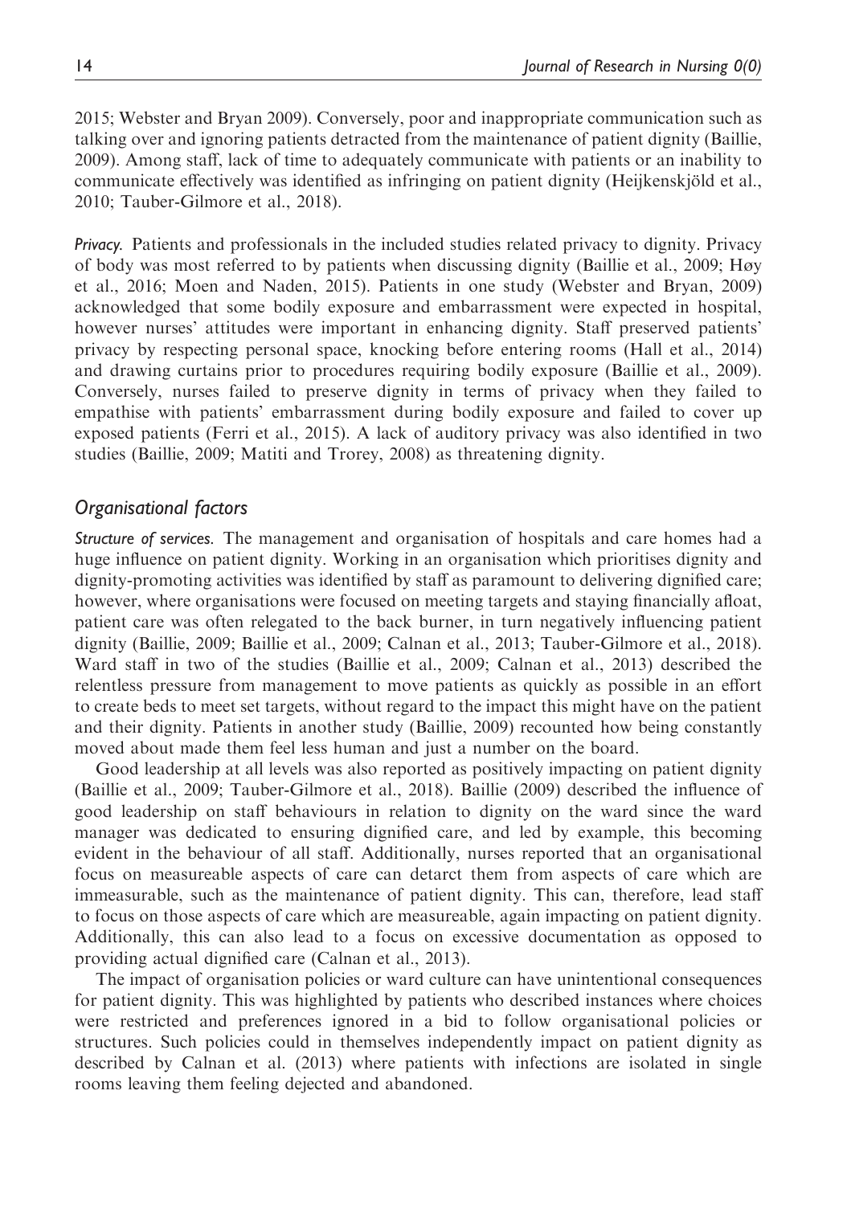2015; Webster and Bryan 2009). Conversely, poor and inappropriate communication such as talking over and ignoring patients detracted from the maintenance of patient dignity (Baillie, 2009). Among staff, lack of time to adequately communicate with patients or an inability to communicate effectively was identified as infringing on patient dignity (Heijkenskjöld et al., 2010; Tauber-Gilmore et al., 2018).

*Privacy.* Patients and professionals in the included studies related privacy to dignity. Privacy of body was most referred to by patients when discussing dignity (Baillie et al., 2009; Høy et al., 2016; Moen and Naden, 2015). Patients in one study (Webster and Bryan, 2009) acknowledged that some bodily exposure and embarrassment were expected in hospital, however nurses' attitudes were important in enhancing dignity. Staff preserved patients' privacy by respecting personal space, knocking before entering rooms (Hall et al., 2014) and drawing curtains prior to procedures requiring bodily exposure (Baillie et al., 2009). Conversely, nurses failed to preserve dignity in terms of privacy when they failed to empathise with patients' embarrassment during bodily exposure and failed to cover up exposed patients (Ferri et al., 2015). A lack of auditory privacy was also identified in two studies (Baillie, 2009; Matiti and Trorey, 2008) as threatening dignity.

## Organisational factors

*Structure of services.* The management and organisation of hospitals and care homes had a huge influence on patient dignity. Working in an organisation which prioritises dignity and dignity-promoting activities was identified by staff as paramount to delivering dignified care; however, where organisations were focused on meeting targets and staying financially afloat, patient care was often relegated to the back burner, in turn negatively influencing patient dignity (Baillie, 2009; Baillie et al., 2009; Calnan et al., 2013; Tauber-Gilmore et al., 2018). Ward staff in two of the studies (Baillie et al., 2009; Calnan et al., 2013) described the relentless pressure from management to move patients as quickly as possible in an effort to create beds to meet set targets, without regard to the impact this might have on the patient and their dignity. Patients in another study (Baillie, 2009) recounted how being constantly moved about made them feel less human and just a number on the board.

Good leadership at all levels was also reported as positively impacting on patient dignity (Baillie et al., 2009; Tauber-Gilmore et al., 2018). Baillie (2009) described the influence of good leadership on staff behaviours in relation to dignity on the ward since the ward manager was dedicated to ensuring dignified care, and led by example, this becoming evident in the behaviour of all staff. Additionally, nurses reported that an organisational focus on measureable aspects of care can detarct them from aspects of care which are immeasurable, such as the maintenance of patient dignity. This can, therefore, lead staff to focus on those aspects of care which are measureable, again impacting on patient dignity. Additionally, this can also lead to a focus on excessive documentation as opposed to providing actual dignified care (Calnan et al., 2013).

The impact of organisation policies or ward culture can have unintentional consequences for patient dignity. This was highlighted by patients who described instances where choices were restricted and preferences ignored in a bid to follow organisational policies or structures. Such policies could in themselves independently impact on patient dignity as described by Calnan et al. (2013) where patients with infections are isolated in single rooms leaving them feeling dejected and abandoned.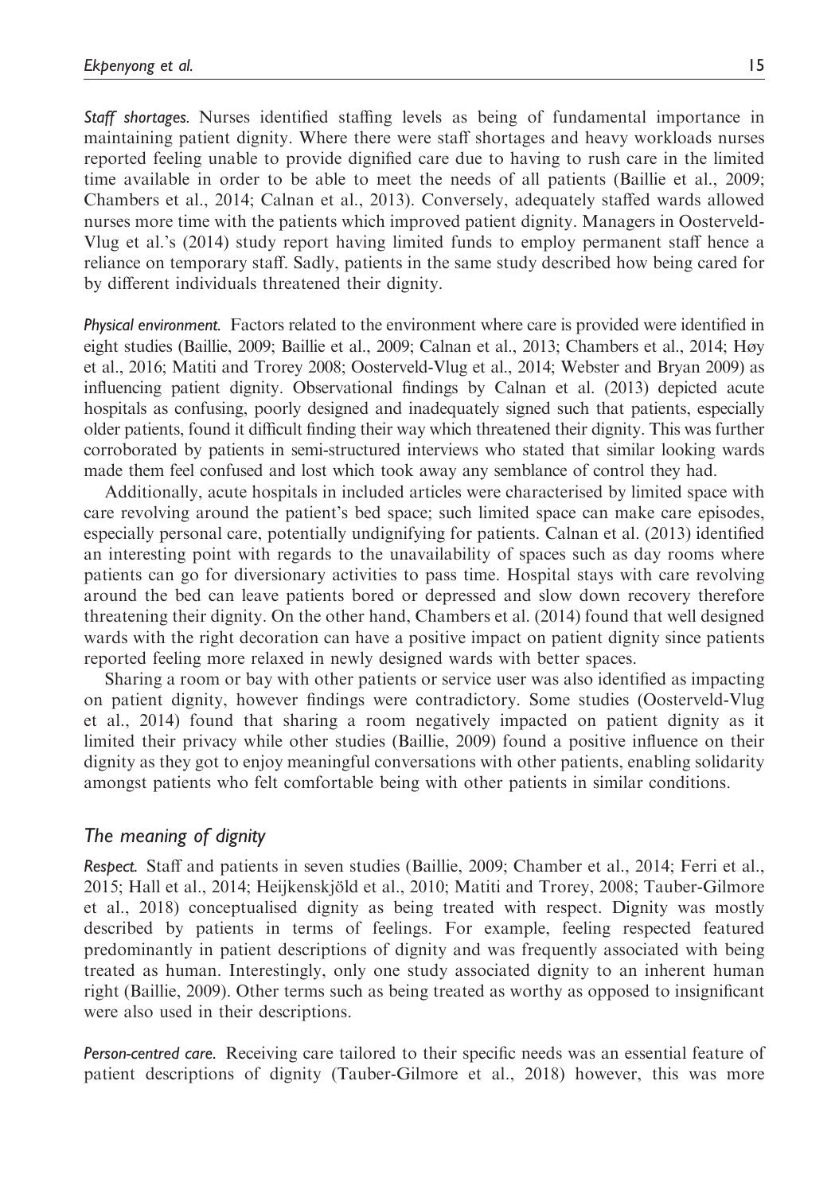*Staff shortages.* Nurses identified staffing levels as being of fundamental importance in maintaining patient dignity. Where there were staff shortages and heavy workloads nurses reported feeling unable to provide dignified care due to having to rush care in the limited time available in order to be able to meet the needs of all patients (Baillie et al., 2009; Chambers et al., 2014; Calnan et al., 2013). Conversely, adequately staffed wards allowed nurses more time with the patients which improved patient dignity. Managers in Oosterveld-Vlug et al.'s (2014) study report having limited funds to employ permanent staff hence a reliance on temporary staff. Sadly, patients in the same study described how being cared for by different individuals threatened their dignity.

*Physical environment.* Factors related to the environment where care is provided were identified in eight studies (Baillie, 2009; Baillie et al., 2009; Calnan et al., 2013; Chambers et al., 2014; Høy et al., 2016; Matiti and Trorey 2008; Oosterveld-Vlug et al., 2014; Webster and Bryan 2009) as influencing patient dignity. Observational findings by Calnan et al. (2013) depicted acute hospitals as confusing, poorly designed and inadequately signed such that patients, especially older patients, found it difficult finding their way which threatened their dignity. This was further corroborated by patients in semi-structured interviews who stated that similar looking wards made them feel confused and lost which took away any semblance of control they had.

Additionally, acute hospitals in included articles were characterised by limited space with care revolving around the patient's bed space; such limited space can make care episodes, especially personal care, potentially undignifying for patients. Calnan et al. (2013) identified an interesting point with regards to the unavailability of spaces such as day rooms where patients can go for diversionary activities to pass time. Hospital stays with care revolving around the bed can leave patients bored or depressed and slow down recovery therefore threatening their dignity. On the other hand, Chambers et al. (2014) found that well designed wards with the right decoration can have a positive impact on patient dignity since patients reported feeling more relaxed in newly designed wards with better spaces.

Sharing a room or bay with other patients or service user was also identified as impacting on patient dignity, however findings were contradictory. Some studies (Oosterveld-Vlug et al., 2014) found that sharing a room negatively impacted on patient dignity as it limited their privacy while other studies (Baillie, 2009) found a positive influence on their dignity as they got to enjoy meaningful conversations with other patients, enabling solidarity amongst patients who felt comfortable being with other patients in similar conditions.

## The meaning of dignity

*Respect.* Staff and patients in seven studies (Baillie, 2009; Chamber et al., 2014; Ferri et al., 2015; Hall et al., 2014; Heijkenskjöld et al., 2010; Matiti and Trorey, 2008; Tauber-Gilmore et al., 2018) conceptualised dignity as being treated with respect. Dignity was mostly described by patients in terms of feelings. For example, feeling respected featured predominantly in patient descriptions of dignity and was frequently associated with being treated as human. Interestingly, only one study associated dignity to an inherent human right (Baillie, 2009). Other terms such as being treated as worthy as opposed to insignificant were also used in their descriptions.

*Person-centred care.* Receiving care tailored to their specific needs was an essential feature of patient descriptions of dignity (Tauber-Gilmore et al., 2018) however, this was more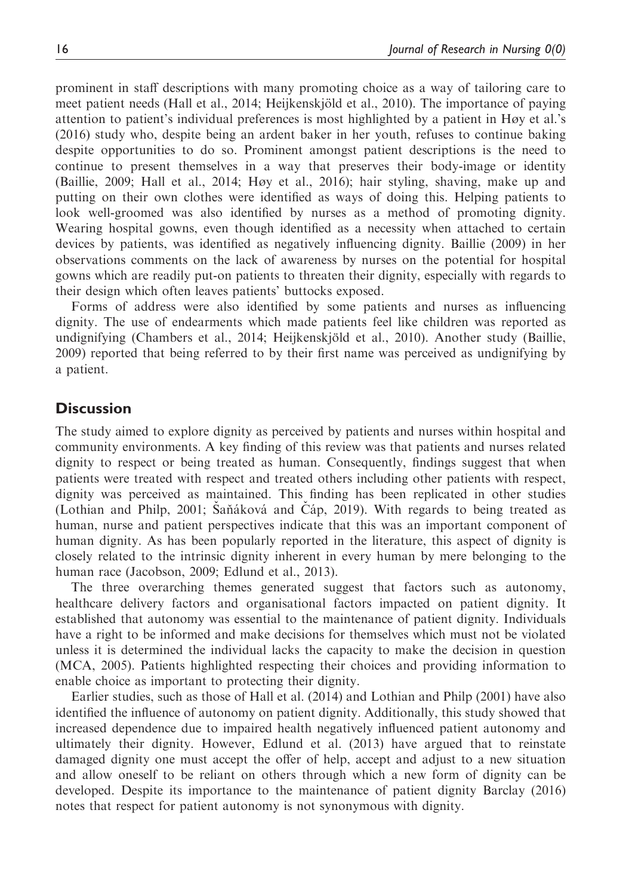prominent in staff descriptions with many promoting choice as a way of tailoring care to meet patient needs (Hall et al., 2014; Heijkenskjöld et al., 2010). The importance of paying attention to patient's individual preferences is most highlighted by a patient in Høy et al.'s (2016) study who, despite being an ardent baker in her youth, refuses to continue baking despite opportunities to do so. Prominent amongst patient descriptions is the need to continue to present themselves in a way that preserves their body-image or identity (Baillie, 2009; Hall et al., 2014; Høy et al., 2016); hair styling, shaving, make up and putting on their own clothes were identified as ways of doing this. Helping patients to look well-groomed was also identified by nurses as a method of promoting dignity. Wearing hospital gowns, even though identified as a necessity when attached to certain devices by patients, was identified as negatively influencing dignity. Baillie (2009) in her observations comments on the lack of awareness by nurses on the potential for hospital gowns which are readily put-on patients to threaten their dignity, especially with regards to their design which often leaves patients' buttocks exposed.

Forms of address were also identified by some patients and nurses as influencing dignity. The use of endearments which made patients feel like children was reported as undignifying (Chambers et al., 2014; Heijkenskjöld et al., 2010). Another study (Baillie, 2009) reported that being referred to by their first name was perceived as undignifying by a patient.

## Discussion

The study aimed to explore dignity as perceived by patients and nurses within hospital and community environments. A key finding of this review was that patients and nurses related dignity to respect or being treated as human. Consequently, findings suggest that when patients were treated with respect and treated others including other patients with respect, dignity was perceived as maintained. This finding has been replicated in other studies (Lothian and Philp, 2001; Šaňáková and Čáp, 2019). With regards to being treated as human, nurse and patient perspectives indicate that this was an important component of human dignity. As has been popularly reported in the literature, this aspect of dignity is closely related to the intrinsic dignity inherent in every human by mere belonging to the human race (Jacobson, 2009; Edlund et al., 2013).

The three overarching themes generated suggest that factors such as autonomy, healthcare delivery factors and organisational factors impacted on patient dignity. It established that autonomy was essential to the maintenance of patient dignity. Individuals have a right to be informed and make decisions for themselves which must not be violated unless it is determined the individual lacks the capacity to make the decision in question (MCA, 2005). Patients highlighted respecting their choices and providing information to enable choice as important to protecting their dignity.

Earlier studies, such as those of Hall et al. (2014) and Lothian and Philp (2001) have also identified the influence of autonomy on patient dignity. Additionally, this study showed that increased dependence due to impaired health negatively influenced patient autonomy and ultimately their dignity. However, Edlund et al. (2013) have argued that to reinstate damaged dignity one must accept the offer of help, accept and adjust to a new situation and allow oneself to be reliant on others through which a new form of dignity can be developed. Despite its importance to the maintenance of patient dignity Barclay (2016) notes that respect for patient autonomy is not synonymous with dignity.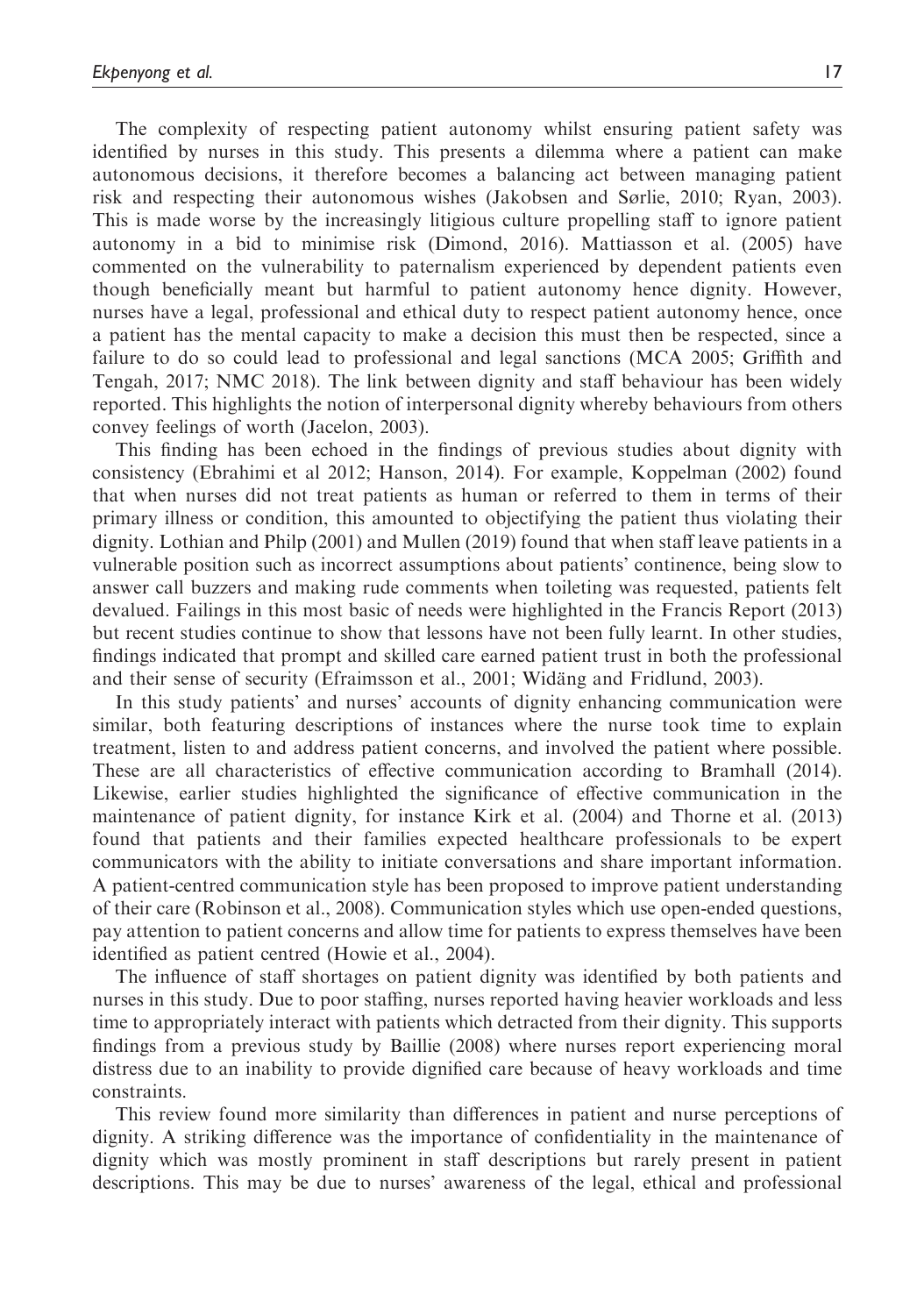The complexity of respecting patient autonomy whilst ensuring patient safety was identified by nurses in this study. This presents a dilemma where a patient can make autonomous decisions, it therefore becomes a balancing act between managing patient risk and respecting their autonomous wishes (Jakobsen and Sørlie, 2010; Ryan, 2003). This is made worse by the increasingly litigious culture propelling staff to ignore patient autonomy in a bid to minimise risk (Dimond, 2016). Mattiasson et al. (2005) have commented on the vulnerability to paternalism experienced by dependent patients even though beneficially meant but harmful to patient autonomy hence dignity. However, nurses have a legal, professional and ethical duty to respect patient autonomy hence, once a patient has the mental capacity to make a decision this must then be respected, since a failure to do so could lead to professional and legal sanctions (MCA 2005; Griffith and Tengah, 2017; NMC 2018). The link between dignity and staff behaviour has been widely reported. This highlights the notion of interpersonal dignity whereby behaviours from others convey feelings of worth (Jacelon, 2003).

This finding has been echoed in the findings of previous studies about dignity with consistency (Ebrahimi et al 2012; Hanson, 2014). For example, Koppelman (2002) found that when nurses did not treat patients as human or referred to them in terms of their primary illness or condition, this amounted to objectifying the patient thus violating their dignity. Lothian and Philp (2001) and Mullen (2019) found that when staff leave patients in a vulnerable position such as incorrect assumptions about patients' continence, being slow to answer call buzzers and making rude comments when toileting was requested, patients felt devalued. Failings in this most basic of needs were highlighted in the Francis Report (2013) but recent studies continue to show that lessons have not been fully learnt. In other studies, findings indicated that prompt and skilled care earned patient trust in both the professional and their sense of security (Efraimsson et al., 2001; Widäng and Fridlund, 2003).

In this study patients' and nurses' accounts of dignity enhancing communication were similar, both featuring descriptions of instances where the nurse took time to explain treatment, listen to and address patient concerns, and involved the patient where possible. These are all characteristics of effective communication according to Bramhall (2014). Likewise, earlier studies highlighted the significance of effective communication in the maintenance of patient dignity, for instance Kirk et al. (2004) and Thorne et al. (2013) found that patients and their families expected healthcare professionals to be expert communicators with the ability to initiate conversations and share important information. A patient-centred communication style has been proposed to improve patient understanding of their care (Robinson et al., 2008). Communication styles which use open-ended questions, pay attention to patient concerns and allow time for patients to express themselves have been identified as patient centred (Howie et al., 2004).

The influence of staff shortages on patient dignity was identified by both patients and nurses in this study. Due to poor staffing, nurses reported having heavier workloads and less time to appropriately interact with patients which detracted from their dignity. This supports findings from a previous study by Baillie (2008) where nurses report experiencing moral distress due to an inability to provide dignified care because of heavy workloads and time constraints.

This review found more similarity than differences in patient and nurse perceptions of dignity. A striking difference was the importance of confidentiality in the maintenance of dignity which was mostly prominent in staff descriptions but rarely present in patient descriptions. This may be due to nurses' awareness of the legal, ethical and professional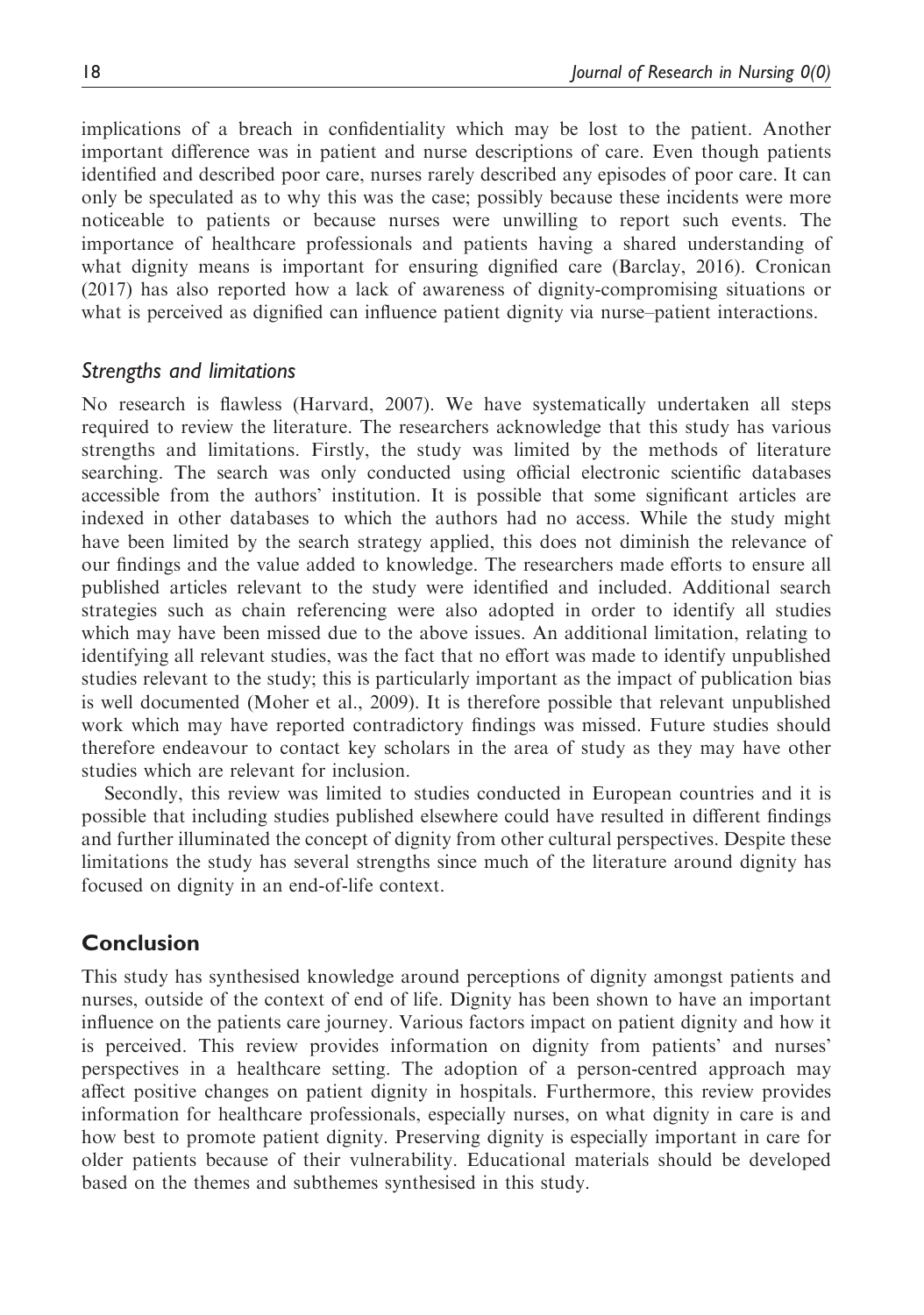implications of a breach in confidentiality which may be lost to the patient. Another important difference was in patient and nurse descriptions of care. Even though patients identified and described poor care, nurses rarely described any episodes of poor care. It can only be speculated as to why this was the case; possibly because these incidents were more noticeable to patients or because nurses were unwilling to report such events. The importance of healthcare professionals and patients having a shared understanding of what dignity means is important for ensuring dignified care (Barclay, 2016). Cronican (2017) has also reported how a lack of awareness of dignity-compromising situations or what is perceived as dignified can influence patient dignity via nurse–patient interactions.

### *Strengths and limitations*

No research is flawless (Harvard, 2007). We have systematically undertaken all steps required to review the literature. The researchers acknowledge that this study has various strengths and limitations. Firstly, the study was limited by the methods of literature searching. The search was only conducted using official electronic scientific databases accessible from the authors' institution. It is possible that some significant articles are indexed in other databases to which the authors had no access. While the study might have been limited by the search strategy applied, this does not diminish the relevance of our findings and the value added to knowledge. The researchers made efforts to ensure all published articles relevant to the study were identified and included. Additional search strategies such as chain referencing were also adopted in order to identify all studies which may have been missed due to the above issues. An additional limitation, relating to identifying all relevant studies, was the fact that no effort was made to identify unpublished studies relevant to the study; this is particularly important as the impact of publication bias is well documented (Moher et al., 2009). It is therefore possible that relevant unpublished work which may have reported contradictory findings was missed. Future studies should therefore endeavour to contact key scholars in the area of study as they may have other studies which are relevant for inclusion.

Secondly, this review was limited to studies conducted in European countries and it is possible that including studies published elsewhere could have resulted in different findings and further illuminated the concept of dignity from other cultural perspectives. Despite these limitations the study has several strengths since much of the literature around dignity has focused on dignity in an end-of-life context.

## Conclusion

This study has synthesised knowledge around perceptions of dignity amongst patients and nurses, outside of the context of end of life. Dignity has been shown to have an important influence on the patients care journey. Various factors impact on patient dignity and how it is perceived. This review provides information on dignity from patients' and nurses' perspectives in a healthcare setting. The adoption of a person-centred approach may affect positive changes on patient dignity in hospitals. Furthermore, this review provides information for healthcare professionals, especially nurses, on what dignity in care is and how best to promote patient dignity. Preserving dignity is especially important in care for older patients because of their vulnerability. Educational materials should be developed based on the themes and subthemes synthesised in this study.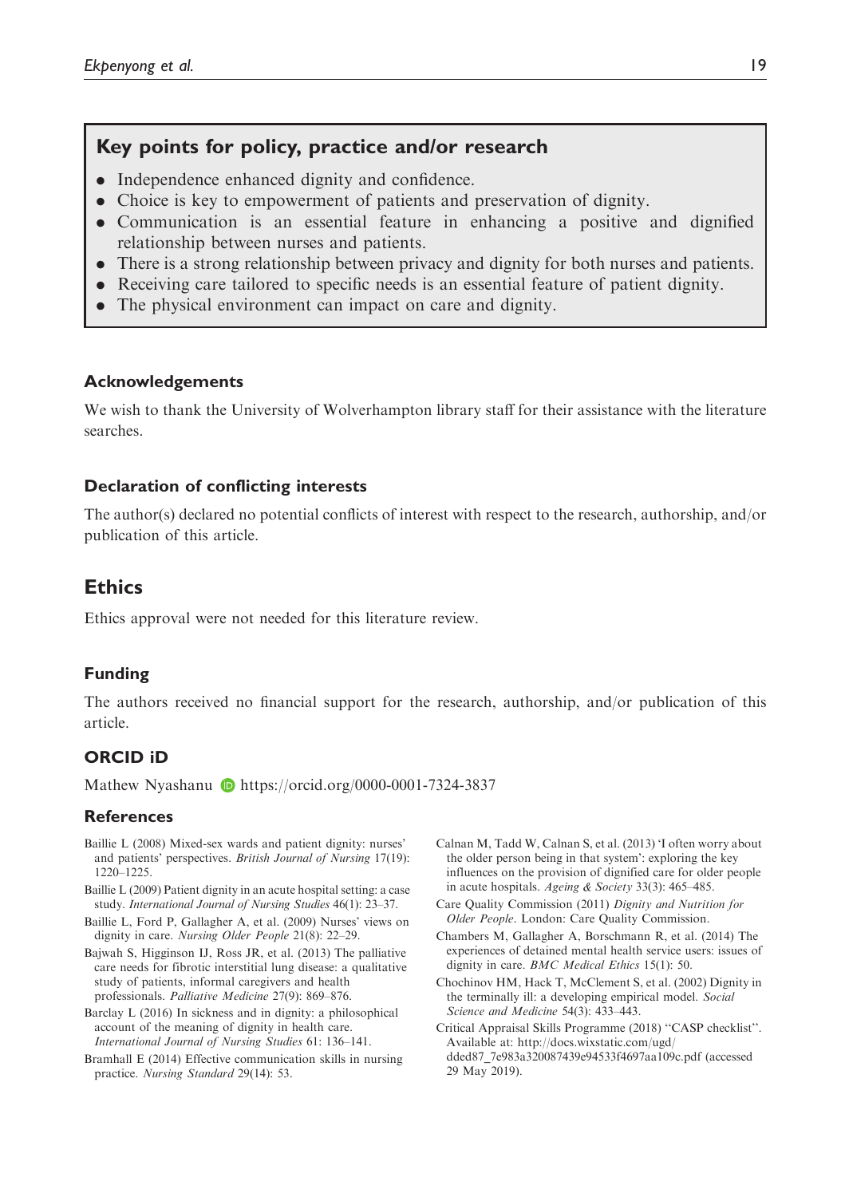## Key points for policy, practice and/or research

- Independence enhanced dignity and confidence.
- Choice is key to empowerment of patients and preservation of dignity.
- Communication is an essential feature in enhancing a positive and dignified relationship between nurses and patients.
- There is a strong relationship between privacy and dignity for both nurses and patients.
- Receiving care tailored to specific needs is an essential feature of patient dignity.
- The physical environment can impact on care and dignity.

### Acknowledgements

We wish to thank the University of Wolverhampton library staff for their assistance with the literature searches.

### Declaration of conflicting interests

The author(s) declared no potential conflicts of interest with respect to the research, authorship, and/or publication of this article.

## Ethics

Ethics approval were not needed for this literature review.

### Funding

The authors received no financial support for the research, authorship, and/or publication of this article.

### ORCID iD

Mathew Nyashanu https://orcid.org/0000-0001-7324-3837

### References

Baillie L (2008) Mixed-sex wards and patient dignity: nurses' and patients' perspectives. *British Journal of Nursing* 17(19): 1220–1225.

Baillie L (2009) Patient dignity in an acute hospital setting: a case study. *International Journal of Nursing Studies* 46(1): 23–37.

Baillie L, Ford P, Gallagher A, et al. (2009) Nurses' views on dignity in care. *Nursing Older People* 21(8): 22–29.

Bajwah S, Higginson IJ, Ross JR, et al. (2013) The palliative care needs for fibrotic interstitial lung disease: a qualitative study of patients, informal caregivers and health professionals. *Palliative Medicine* 27(9): 869–876.

Barclay L (2016) In sickness and in dignity: a philosophical account of the meaning of dignity in health care. *International Journal of Nursing Studies* 61: 136–141.

Bramhall E (2014) Effective communication skills in nursing practice. *Nursing Standard* 29(14): 53.

Calnan M, Tadd W, Calnan S, et al. (2013) 'I often worry about the older person being in that system': exploring the key influences on the provision of dignified care for older people in acute hospitals. *Ageing & Society* 33(3): 465–485.

Care Quality Commission (2011) *Dignity and Nutrition for Older People*. London: Care Quality Commission.

Chambers M, Gallagher A, Borschmann R, et al. (2014) The experiences of detained mental health service users: issues of dignity in care. *BMC Medical Ethics* 15(1): 50.

Chochinov HM, Hack T, McClement S, et al. (2002) Dignity in the terminally ill: a developing empirical model. *Social Science and Medicine* 54(3): 433–443.

Critical Appraisal Skills Programme (2018) "CASP checklist". Available at: http://docs.wixstatic.com/ugd/dded87_7e983a320087439e94533f4697aa109c.pdf (accessed 29 May 2019).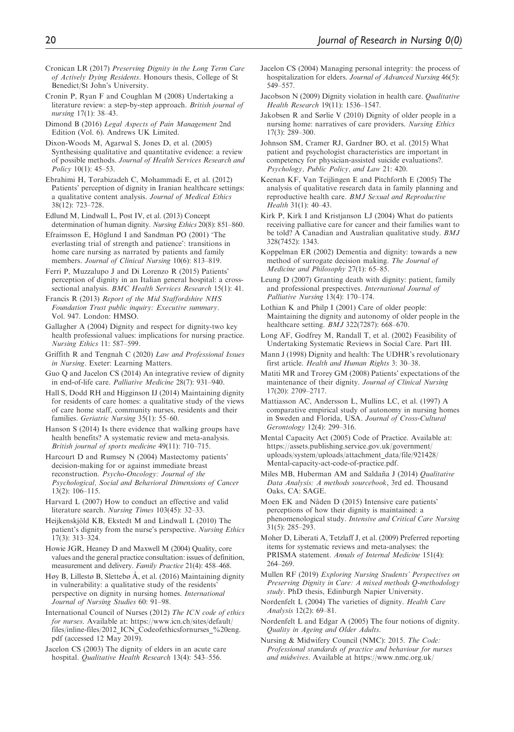Cronican LR (2017) *Preserving Dignity in the Long Term Care of Actively Dying Residents*. Honours thesis, College of St Benedict/St John's University.

Cronin P, Ryan F and Coughlan M (2008) Undertaking a literature review: a step-by-step approach. *British journal of nursing* 17(1): 38–43.

Dimond B (2016) *Legal Aspects of Pain Management* 2nd Edition (Vol. 6). Andrews UK Limited.

Dixon-Woods M, Agarwal S, Jones D, et al. (2005) Synthesising qualitative and quantitative evidence: a review of possible methods. *Journal of Health Services Research and Policy* 10(1): 45–53.

Ebrahimi H, Torabizadeh C, Mohammadi E, et al. (2012) Patients' perception of dignity in Iranian healthcare settings: a qualitative content analysis. *Journal of Medical Ethics* 38(12): 723–728.

Edlund M, Lindwall L, Post IV, et al. (2013) Concept determination of human dignity. *Nursing Ethics* 20(8): 851–860.

Efraimsson E, Höglund I and Sandman PO (2001) 'The everlasting trial of strength and patience': transitions in home care nursing as narrated by patients and family members. *Journal of Clinical Nursing* 10(6): 813–819.

Ferri P, Muzzalupo J and Di Lorenzo R (2015) Patients' perception of dignity in an Italian general hospital: a cross-sectional analysis. *BMC Health Services Research* 15(1): 41.

Francis R (2013) *Report of the Mid Staffordshire NHS Foundation Trust public inquiry: Executive summary*. Vol. 947. London: HMSO.

Gallagher A (2004) Dignity and respect for dignity-two key health professional values: implications for nursing practice. *Nursing Ethics* 11: 587–599.

Griffith R and Tengnah C (2020) *Law and Professional Issues in Nursing*. Exeter: Learning Matters.

Guo Q and Jacelon CS (2014) An integrative review of dignity in end-of-life care. *Palliative Medicine* 28(7): 931–940.

Hall S, Dodd RH and Higginson IJ (2014) Maintaining dignity for residents of care homes: a qualitative study of the views of care home staff, community nurses, residents and their families. *Geriatric Nursing* 35(1): 55–60.

Hanson S (2014) Is there evidence that walking groups have health benefits? A systematic review and meta-analysis. *British journal of sports medicine* 49(11): 710–715.

Harcourt D and Rumsey N (2004) Mastectomy patients' decision-making for or against immediate breast reconstruction. *Psycho-Oncology: Journal of the Psychological, Social and Behavioral Dimensions of Cancer* 13(2): 106–115.

Harvard L (2007) How to conduct an effective and valid literature search. *Nursing Times* 103(45): 32–33.

Heijkenskjöld KB, Ekstedt M and Lindwall L (2010) The patient's dignity from the nurse's perspective. *Nursing Ethics* 17(3): 313–324.

Howie JGR, Heaney D and Maxwell M (2004) Quality, core values and the general practice consultation: issues of definition, measurement and delivery. *Family Practice* 21(4): 458–468.

Høy B, Lillestø B, Slettebø Å, et al. (2016) Maintaining dignity in vulnerability: a qualitative study of the residents' perspective on dignity in nursing homes. *International Journal of Nursing Studies* 60: 91–98.

International Council of Nurses (2012) *The ICN code of ethics for nurses*. Available at: https://www.icn.ch/sites/default/files/inline-files/2012_ICN_Codeofethicsfornurses_%20eng.pdf (accessed 12 May 2019).

Jacelon CS (2003) The dignity of elders in an acute care hospital. *Qualitative Health Research* 13(4): 543–556.

Jacelon CS (2004) Managing personal integrity: the process of hospitalization for elders. *Journal of Advanced Nursing* 46(5): 549–557.

Jacobson N (2009) Dignity violation in health care. *Qualitative Health Research* 19(11): 1536–1547.

Jakobsen R and Sørlie V (2010) Dignity of older people in a nursing home: narratives of care providers. *Nursing Ethics* 17(3): 289–300.

Johnson SM, Cramer RJ, Gardner BO, et al. (2015) What patient and psychologist characteristics are important in competency for physician-assisted suicide evaluations?. *Psychology, Public Policy, and Law* 21: 420.

Keenan KF, Van Teijlingen E and Pitchforth E (2005) The analysis of qualitative research data in family planning and reproductive health care. *BMJ Sexual and Reproductive Health* 31(1): 40–43.

Kirk P, Kirk I and Kristjanson LJ (2004) What do patients receiving palliative care for cancer and their families want to be told? A Canadian and Australian qualitative study. *BMJ* 328(7452): 1343.

Koppelman ER (2002) Dementia and dignity: towards a new method of surrogate decision making. *The Journal of Medicine and Philosophy* 27(1): 65–85.

Leung D (2007) Granting death with dignity: patient, family and professional prespectives. *International Journal of Palliative Nursing* 13(4): 170–174.

Lothian K and Philp I (2001) Care of older people: Maintaining the dignity and autonomy of older people in the healthcare setting. *BMJ* 322(7287): 668–670.

Long AF, Godfrey M, Randall T, et al. (2002) Feasibility of Undertaking Systematic Reviews in Social Care. Part III.

Mann J (1998) Dignity and health: The UDHR's revolutionary first article. *Health and Human Rights* 3: 30–38.

Matiti MR and Trorey GM (2008) Patients' expectations of the maintenance of their dignity. *Journal of Clinical Nursing* 17(20): 2709–2717.

Mattiasson AC, Andersson L, Mullins LC, et al. (1997) A comparative empirical study of autonomy in nursing homes in Sweden and Florida, USA. *Journal of Cross-Cultural Gerontology* 12(4): 299–316.

Mental Capacity Act (2005) Code of Practice. Available at: https://assets.publishing.service.gov.uk/government/uploads/system/uploads/attachment_data/file/921428/Mental-capacity-act-code-of-practice.pdf.

Miles MB, Huberman AM and Saldaña J (2014) *Qualitative Data Analysis: A methods sourcebook*, 3rd ed. Thousand Oaks, CA: SAGE.

Moen EK and Nåden D (2015) Intensive care patients' perceptions of how their dignity is maintained: a phenomenological study. *Intensive and Critical Care Nursing* 31(5): 285–293.

Moher D, Liberati A, Tetzlaff J, et al. (2009) Preferred reporting items for systematic reviews and meta-analyses: the PRISMA statement. *Annals of Internal Medicine* 151(4): 264–269.

Mullen RF (2019) *Exploring Nursing Students' Perspectives on Preserving Dignity in Care: A mixed methods Q-methodology study*. PhD thesis, Edinburgh Napier University.

Nordenfelt L (2004) The varieties of dignity. *Health Care Analysis* 12(2): 69–81.

Nordenfelt L and Edgar A (2005) The four notions of dignity. *Quality in Ageing and Older Adults.*

Nursing & Midwifery Council (NMC): 2015. *The Code: Professional standards of practice and behaviour for nurses and midwives*. Available at https://www.nmc.org.uk/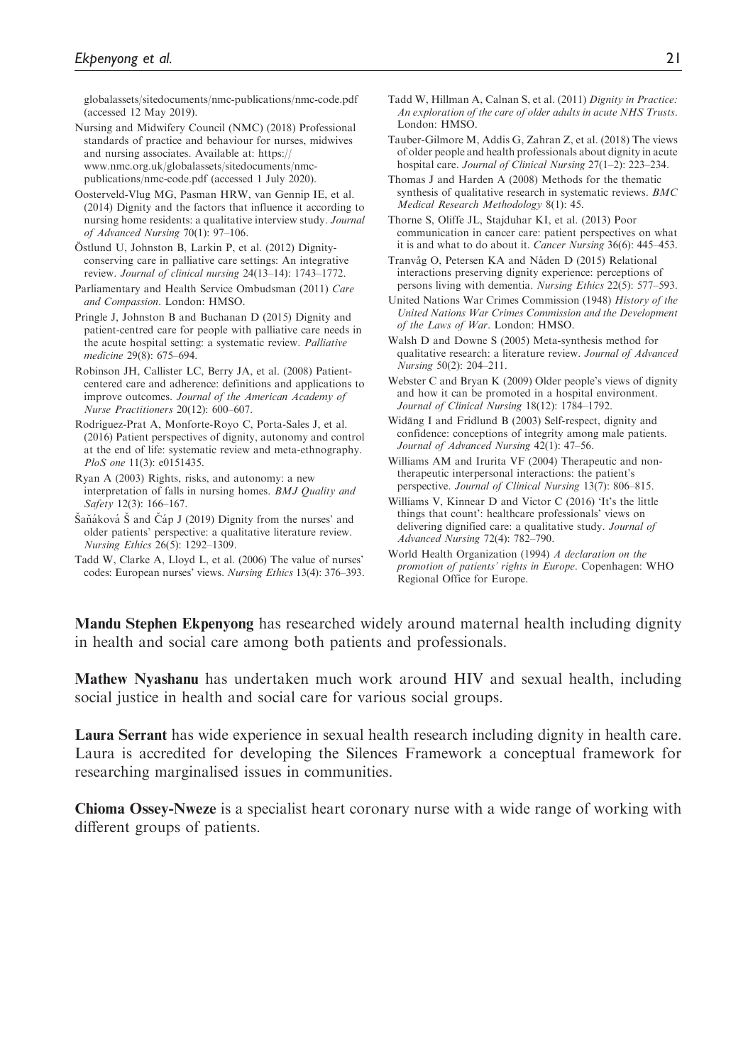globalassets/sitedocuments/nmc-publications/nmc-code.pdf (accessed 12 May 2019).

Nursing and Midwifery Council (NMC) (2018) Professional standards of practice and behaviour for nurses, midwives and nursing associates. Available at: https://www.nmc.org.uk/globalassets/sitedocuments/nmc-publications/nmc-code.pdf (accessed 1 July 2020).

Oosterveld-Vlug MG, Pasman HRW, van Gennip IE, et al. (2014) Dignity and the factors that influence it according to nursing home residents: a qualitative interview study. *Journal of Advanced Nursing* 70(1): 97–106.

Östlund U, Johnston B, Larkin P, et al. (2012) Dignity-conserving care in palliative care settings: An integrative review. *Journal of clinical nursing* 24(13–14): 1743–1772.

Parliamentary and Health Service Ombudsman (2011) *Care and Compassion*. London: HMSO.

Pringle J, Johnston B and Buchanan D (2015) Dignity and patient-centred care for people with palliative care needs in the acute hospital setting: a systematic review. *Palliative medicine* 29(8): 675–694.

Robinson JH, Callister LC, Berry JA, et al. (2008) Patient-centered care and adherence: definitions and applications to improve outcomes. *Journal of the American Academy of Nurse Practitioners* 20(12): 600–607.

Rodríguez-Prat A, Monforte-Royo C, Porta-Sales J, et al. (2016) Patient perspectives of dignity, autonomy and control at the end of life: systematic review and meta-ethnography. *PloS one* 11(3): e0151435.

Ryan A (2003) Rights, risks, and autonomy: a new interpretation of falls in nursing homes. *BMJ Quality and Safety* 12(3): 166–167.

Šaňáková Š and Čáp J (2019) Dignity from the nurses' and older patients' perspective: a qualitative literature review. *Nursing Ethics* 26(5): 1292–1309.

Tadd W, Clarke A, Lloyd L, et al. (2006) The value of nurses' codes: European nurses' views. *Nursing Ethics* 13(4): 376–393.

Tadd W, Hillman A, Calnan S, et al. (2011) *Dignity in Practice: An exploration of the care of older adults in acute NHS Trusts*. London: HMSO.

Tauber-Gilmore M, Addis G, Zahran Z, et al. (2018) The views of older people and health professionals about dignity in acute hospital care. *Journal of Clinical Nursing* 27(1–2): 223–234.

Thomas J and Harden A (2008) Methods for the thematic synthesis of qualitative research in systematic reviews. *BMC Medical Research Methodology* 8(1): 45.

Thorne S, Oliffe JL, Stajduhar KI, et al. (2013) Poor communication in cancer care: patient perspectives on what it is and what to do about it. *Cancer Nursing* 36(6): 445–453.

Tranvåg O, Petersen KA and Nåden D (2015) Relational interactions preserving dignity experience: perceptions of persons living with dementia. *Nursing Ethics* 22(5): 577–593.

United Nations War Crimes Commission (1948) *History of the United Nations War Crimes Commission and the Development of the Laws of War*. London: HMSO.

Walsh D and Downe S (2005) Meta-synthesis method for qualitative research: a literature review. *Journal of Advanced Nursing* 50(2): 204–211.

Webster C and Bryan K (2009) Older people's views of dignity and how it can be promoted in a hospital environment. *Journal of Clinical Nursing* 18(12): 1784–1792.

Widäng I and Fridlund B (2003) Self-respect, dignity and confidence: conceptions of integrity among male patients. *Journal of Advanced Nursing* 42(1): 47–56.

Williams AM and Irurita VF (2004) Therapeutic and non-therapeutic interpersonal interactions: the patient's perspective. *Journal of Clinical Nursing* 13(7): 806–815.

Williams V, Kinnear D and Victor C (2016) 'It's the little things that count': healthcare professionals' views on delivering dignified care: a qualitative study. *Journal of Advanced Nursing* 72(4): 782–790.

World Health Organization (1994) *A declaration on the promotion of patients' rights in Europe*. Copenhagen: WHO Regional Office for Europe.

**Mandu Stephen Ekpenyong** has researched widely around maternal health including dignity in health and social care among both patients and professionals.

**Mathew Nyashanu** has undertaken much work around HIV and sexual health, including social justice in health and social care for various social groups.

**Laura Serrant** has wide experience in sexual health research including dignity in health care. Laura is accredited for developing the Silences Framework a conceptual framework for researching marginalised issues in communities.

**Chioma Ossey-Nweze** is a specialist heart coronary nurse with a wide range of working with different groups of patients.